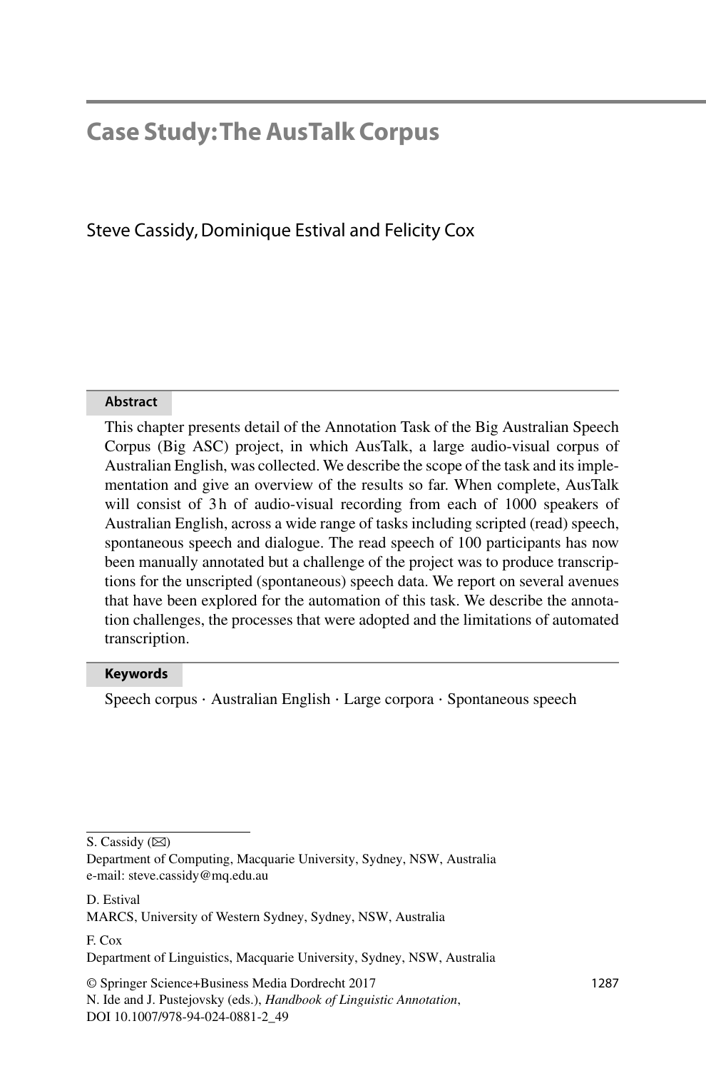# Case Study: The AusTalk Corpus

Steve Cassidy, Dominique Estival and Felicity Cox

**Abstract**

This chapter presents detail of the Annotation Task of the Big Australian Speech Corpus (Big ASC) project, in which AusTalk, a large audio-visual corpus of Australian English, was collected. We describe the scope of the task and its implementation and give an overview of the results so far. When complete, AusTalk will consist of 3 h of audio-visual recording from each of 1000 speakers of Australian English, across a wide range of tasks including scripted (read) speech, spontaneous speech and dialogue. The read speech of 100 participants has now been manually annotated but a challenge of the project was to produce transcriptions for the unscripted (spontaneous) speech data. We report on several avenues that have been explored for the automation of this task. We describe the annotation challenges, the processes that were adopted and the limitations of automated transcription.

**Keywords**

Speech corpus · Australian English · Large corpora · Spontaneous speech

---

S. Cassidy (✉)
Department of Computing, Macquarie University, Sydney, NSW, Australia
e-mail: steve.cassidy@mq.edu.au

D. Estival
MARCS, University of Western Sydney, Sydney, NSW, Australia

F. Cox
Department of Linguistics, Macquarie University, Sydney, NSW, Australia

© Springer Science+Business Media Dordrecht 2017
N. Ide and J. Pustejovsky (eds.), *Handbook of Linguistic Annotation*,
DOI 10.1007/978-94-024-0881-2_49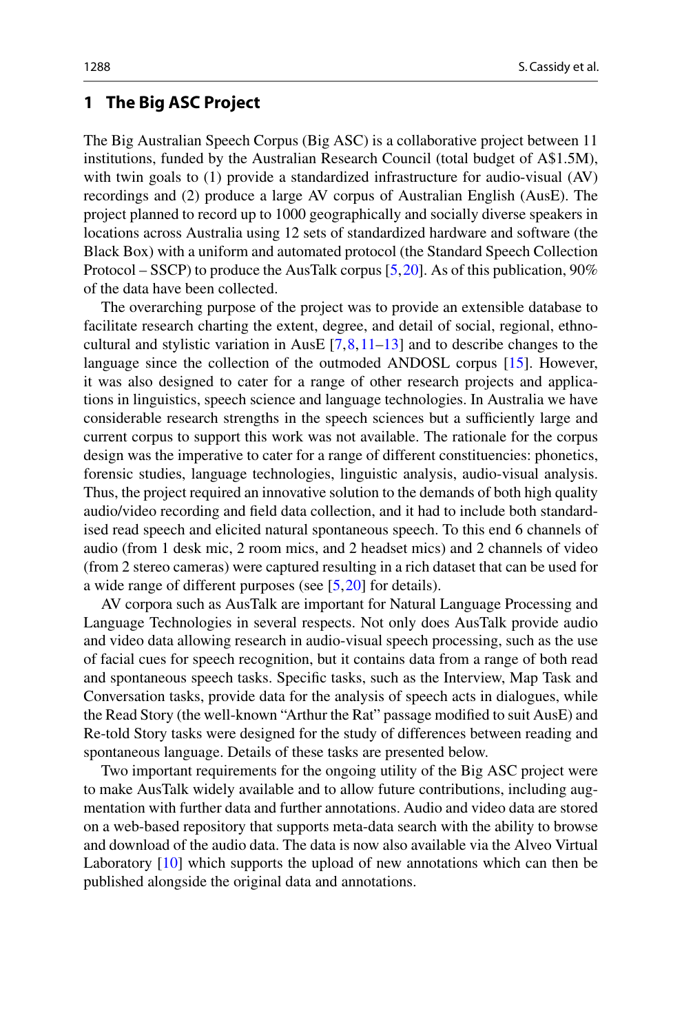## 1 The Big ASC Project

The Big Australian Speech Corpus (Big ASC) is a collaborative project between 11 institutions, funded by the Australian Research Council (total budget of A$1.5M), with twin goals to (1) provide a standardized infrastructure for audio-visual (AV) recordings and (2) produce a large AV corpus of Australian English (AusE). The project planned to record up to 1000 geographically and socially diverse speakers in locations across Australia using 12 sets of standardized hardware and software (the Black Box) with a uniform and automated protocol (the Standard Speech Collection Protocol – SSCP) to produce the AusTalk corpus [5,20]. As of this publication, 90% of the data have been collected.

The overarching purpose of the project was to provide an extensible database to facilitate research charting the extent, degree, and detail of social, regional, ethno-cultural and stylistic variation in AusE [7,8,11–13] and to describe changes to the language since the collection of the outmoded ANDOSL corpus [15]. However, it was also designed to cater for a range of other research projects and applications in linguistics, speech science and language technologies. In Australia we have considerable research strengths in the speech sciences but a sufficiently large and current corpus to support this work was not available. The rationale for the corpus design was the imperative to cater for a range of different constituencies: phonetics, forensic studies, language technologies, linguistic analysis, audio-visual analysis. Thus, the project required an innovative solution to the demands of both high quality audio/video recording and field data collection, and it had to include both standardised read speech and elicited natural spontaneous speech. To this end 6 channels of audio (from 1 desk mic, 2 room mics, and 2 headset mics) and 2 channels of video (from 2 stereo cameras) were captured resulting in a rich dataset that can be used for a wide range of different purposes (see [5,20] for details).

AV corpora such as AusTalk are important for Natural Language Processing and Language Technologies in several respects. Not only does AusTalk provide audio and video data allowing research in audio-visual speech processing, such as the use of facial cues for speech recognition, but it contains data from a range of both read and spontaneous speech tasks. Specific tasks, such as the Interview, Map Task and Conversation tasks, provide data for the analysis of speech acts in dialogues, while the Read Story (the well-known "Arthur the Rat" passage modified to suit AusE) and Re-told Story tasks were designed for the study of differences between reading and spontaneous language. Details of these tasks are presented below.

Two important requirements for the ongoing utility of the Big ASC project were to make AusTalk widely available and to allow future contributions, including augmentation with further data and further annotations. Audio and video data are stored on a web-based repository that supports meta-data search with the ability to browse and download of the audio data. The data is now also available via the Alveo Virtual Laboratory [10] which supports the upload of new annotations which can then be published alongside the original data and annotations.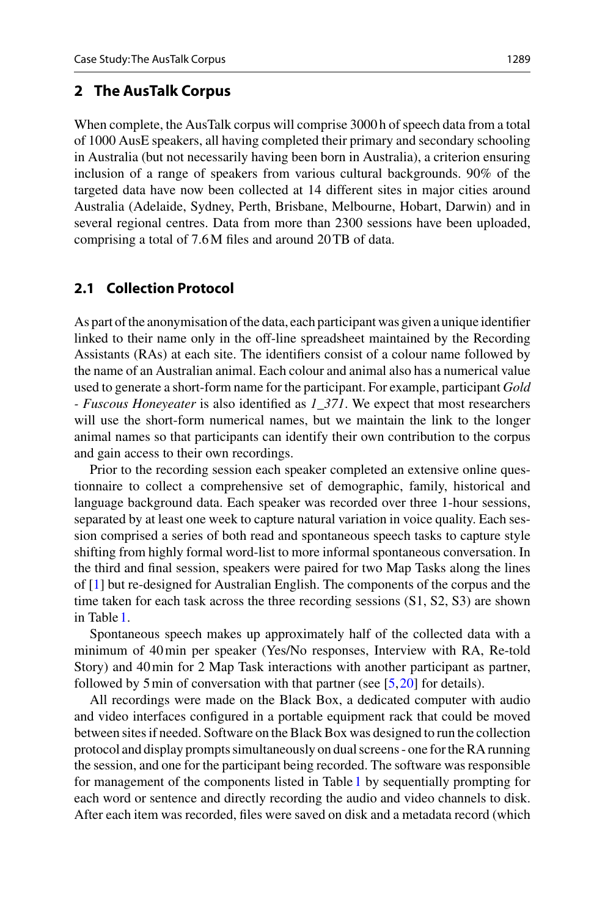## 2 The AusTalk Corpus

When complete, the AusTalk corpus will comprise 3000 h of speech data from a total of 1000 AusE speakers, all having completed their primary and secondary schooling in Australia (but not necessarily having been born in Australia), a criterion ensuring inclusion of a range of speakers from various cultural backgrounds. 90% of the targeted data have now been collected at 14 different sites in major cities around Australia (Adelaide, Sydney, Perth, Brisbane, Melbourne, Hobart, Darwin) and in several regional centres. Data from more than 2300 sessions have been uploaded, comprising a total of 7.6 M files and around 20 TB of data.

### 2.1 Collection Protocol

As part of the anonymisation of the data, each participant was given a unique identifier linked to their name only in the off-line spreadsheet maintained by the Recording Assistants (RAs) at each site. The identifiers consist of a colour name followed by the name of an Australian animal. Each colour and animal also has a numerical value used to generate a short-form name for the participant. For example, participant *Gold - Fuscous Honeyeater* is also identified as *1_371*. We expect that most researchers will use the short-form numerical names, but we maintain the link to the longer animal names so that participants can identify their own contribution to the corpus and gain access to their own recordings.

Prior to the recording session each speaker completed an extensive online questionnaire to collect a comprehensive set of demographic, family, historical and language background data. Each speaker was recorded over three 1-hour sessions, separated by at least one week to capture natural variation in voice quality. Each session comprised a series of both read and spontaneous speech tasks to capture style shifting from highly formal word-list to more informal spontaneous conversation. In the third and final session, speakers were paired for two Map Tasks along the lines of [1] but re-designed for Australian English. The components of the corpus and the time taken for each task across the three recording sessions (S1, S2, S3) are shown in Table 1.

Spontaneous speech makes up approximately half of the collected data with a minimum of 40 min per speaker (Yes/No responses, Interview with RA, Re-told Story) and 40 min for 2 Map Task interactions with another participant as partner, followed by 5 min of conversation with that partner (see [5, 20] for details).

All recordings were made on the Black Box, a dedicated computer with audio and video interfaces configured in a portable equipment rack that could be moved between sites if needed. Software on the Black Box was designed to run the collection protocol and display prompts simultaneously on dual screens - one for the RA running the session, and one for the participant being recorded. The software was responsible for management of the components listed in Table 1 by sequentially prompting for each word or sentence and directly recording the audio and video channels to disk. After each item was recorded, files were saved on disk and a metadata record (which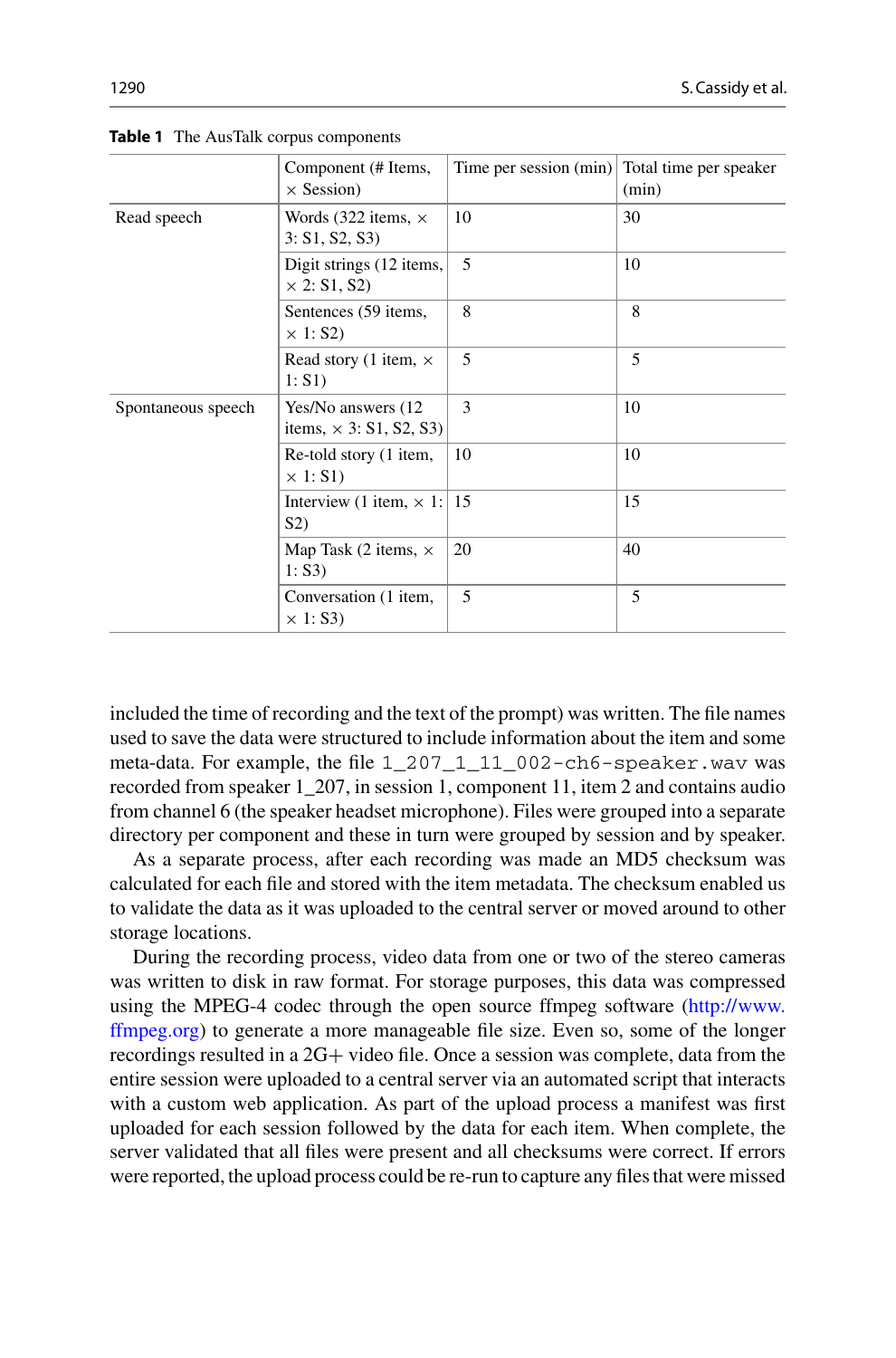**Table 1** The AusTalk corpus components

| | Component (# Items, × Session) | Time per session (min) | Total time per speaker (min) |
|---|---|---|---|
| Read speech | Words (322 items, × 3: S1, S2, S3) | 10 | 30 |
| | Digit strings (12 items, × 2: S1, S2) | 5 | 10 |
| | Sentences (59 items, × 1: S2) | 8 | 8 |
| | Read story (1 item, × 1: S1) | 5 | 5 |
| Spontaneous speech | Yes/No answers (12 items, × 3: S1, S2, S3) | 3 | 10 |
| | Re-told story (1 item, × 1: S1) | 10 | 10 |
| | Interview (1 item, × 1: S2) | 15 | 15 |
| | Map Task (2 items, × 1: S3) | 20 | 40 |
| | Conversation (1 item, × 1: S3) | 5 | 5 |

included the time of recording and the text of the prompt) was written. The file names used to save the data were structured to include information about the item and some meta-data. For example, the file `1_207_1_11_002-ch6-speaker.wav` was recorded from speaker 1_207, in session 1, component 11, item 2 and contains audio from channel 6 (the speaker headset microphone). Files were grouped into a separate directory per component and these in turn were grouped by session and by speaker.

As a separate process, after each recording was made an MD5 checksum was calculated for each file and stored with the item metadata. The checksum enabled us to validate the data as it was uploaded to the central server or moved around to other storage locations.

During the recording process, video data from one or two of the stereo cameras was written to disk in raw format. For storage purposes, this data was compressed using the MPEG-4 codec through the open source ffmpeg software (http://www.ffmpeg.org) to generate a more manageable file size. Even so, some of the longer recordings resulted in a 2G+ video file. Once a session was complete, data from the entire session were uploaded to a central server via an automated script that interacts with a custom web application. As part of the upload process a manifest was first uploaded for each session followed by the data for each item. When complete, the server validated that all files were present and all checksums were correct. If errors were reported, the upload process could be re-run to capture any files that were missed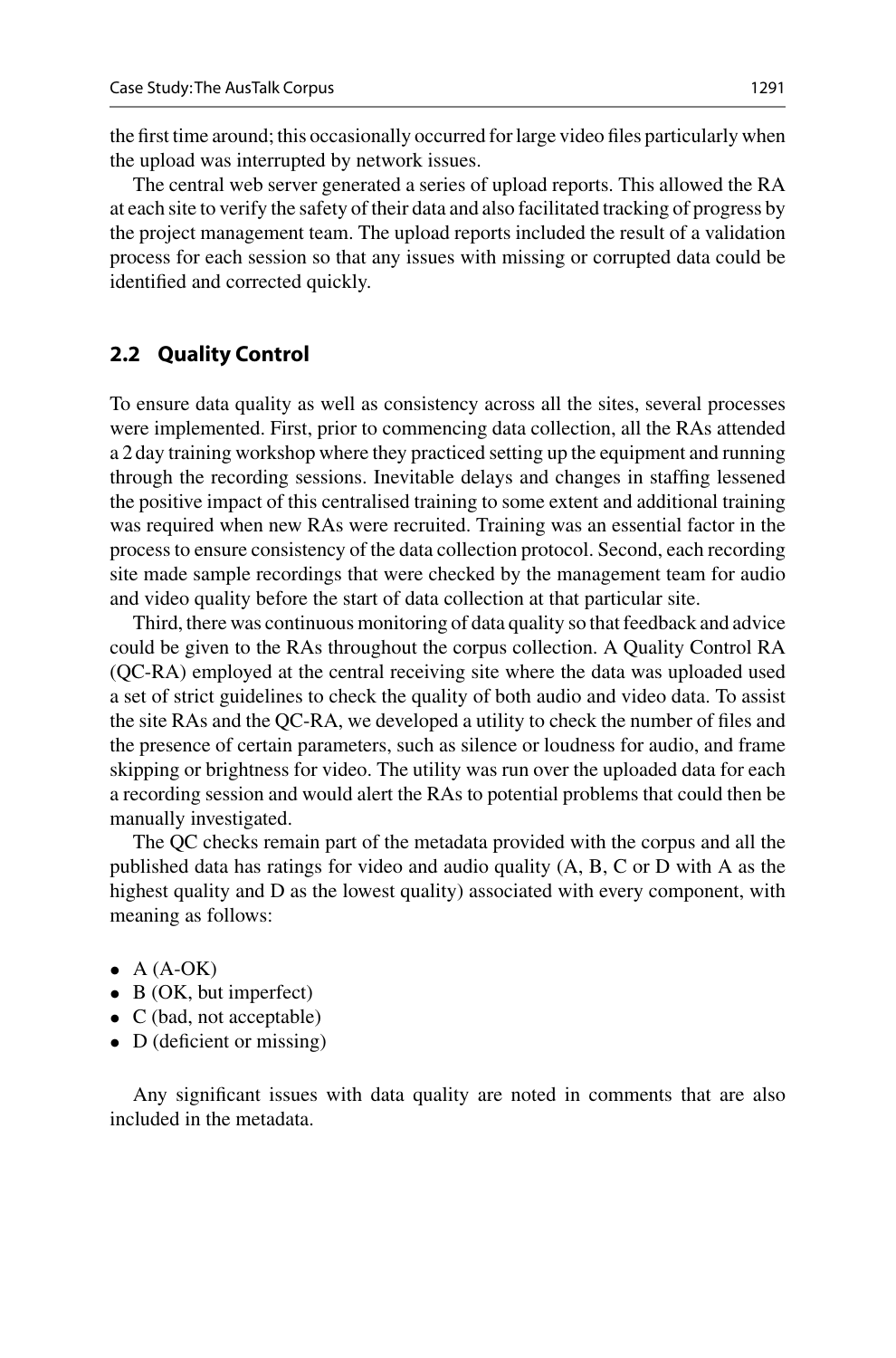the first time around; this occasionally occurred for large video files particularly when the upload was interrupted by network issues.

The central web server generated a series of upload reports. This allowed the RA at each site to verify the safety of their data and also facilitated tracking of progress by the project management team. The upload reports included the result of a validation process for each session so that any issues with missing or corrupted data could be identified and corrected quickly.

## 2.2 Quality Control

To ensure data quality as well as consistency across all the sites, several processes were implemented. First, prior to commencing data collection, all the RAs attended a 2 day training workshop where they practiced setting up the equipment and running through the recording sessions. Inevitable delays and changes in staffing lessened the positive impact of this centralised training to some extent and additional training was required when new RAs were recruited. Training was an essential factor in the process to ensure consistency of the data collection protocol. Second, each recording site made sample recordings that were checked by the management team for audio and video quality before the start of data collection at that particular site.

Third, there was continuous monitoring of data quality so that feedback and advice could be given to the RAs throughout the corpus collection. A Quality Control RA (QC-RA) employed at the central receiving site where the data was uploaded used a set of strict guidelines to check the quality of both audio and video data. To assist the site RAs and the QC-RA, we developed a utility to check the number of files and the presence of certain parameters, such as silence or loudness for audio, and frame skipping or brightness for video. The utility was run over the uploaded data for each a recording session and would alert the RAs to potential problems that could then be manually investigated.

The QC checks remain part of the metadata provided with the corpus and all the published data has ratings for video and audio quality (A, B, C or D with A as the highest quality and D as the lowest quality) associated with every component, with meaning as follows:

- A (A-OK)
- B (OK, but imperfect)
- C (bad, not acceptable)
- D (deficient or missing)

Any significant issues with data quality are noted in comments that are also included in the metadata.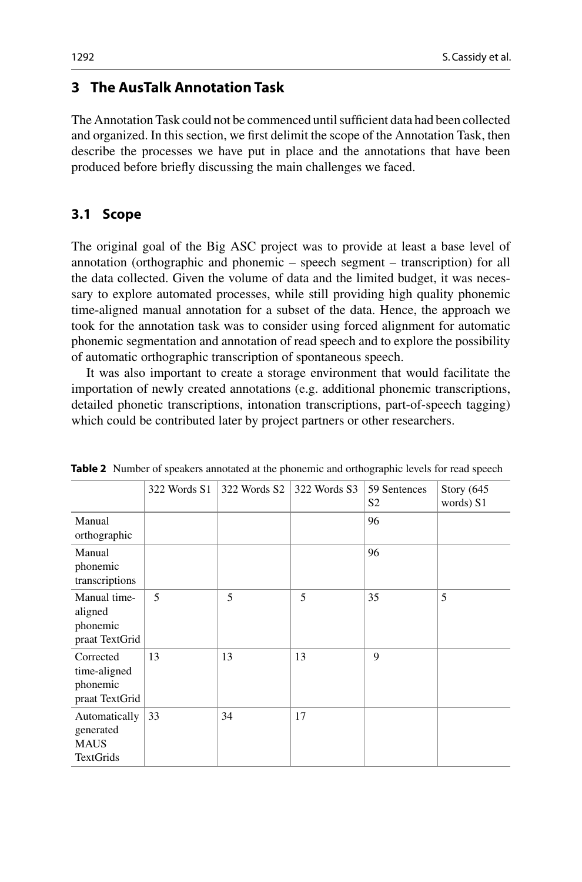## 3 The AusTalk Annotation Task

The Annotation Task could not be commenced until sufficient data had been collected and organized. In this section, we first delimit the scope of the Annotation Task, then describe the processes we have put in place and the annotations that have been produced before briefly discussing the main challenges we faced.

### 3.1 Scope

The original goal of the Big ASC project was to provide at least a base level of annotation (orthographic and phonemic – speech segment – transcription) for all the data collected. Given the volume of data and the limited budget, it was necessary to explore automated processes, while still providing high quality phonemic time-aligned manual annotation for a subset of the data. Hence, the approach we took for the annotation task was to consider using forced alignment for automatic phonemic segmentation and annotation of read speech and to explore the possibility of automatic orthographic transcription of spontaneous speech.

It was also important to create a storage environment that would facilitate the importation of newly created annotations (e.g. additional phonemic transcriptions, detailed phonetic transcriptions, intonation transcriptions, part-of-speech tagging) which could be contributed later by project partners or other researchers.

**Table 2** Number of speakers annotated at the phonemic and orthographic levels for read speech

| | 322 Words S1 | 322 Words S2 | 322 Words S3 | 59 Sentences S2 | Story (645 words) S1 |
|---|---|---|---|---|---|
| Manual orthographic | | | | 96 | |
| Manual phonemic transcriptions | | | | 96 | |
| Manual time-aligned phonemic praat TextGrid | 5 | 5 | 5 | 35 | 5 |
| Corrected time-aligned phonemic praat TextGrid | 13 | 13 | 13 | 9 | |
| Automatically generated MAUS TextGrids | 33 | 34 | 17 | | |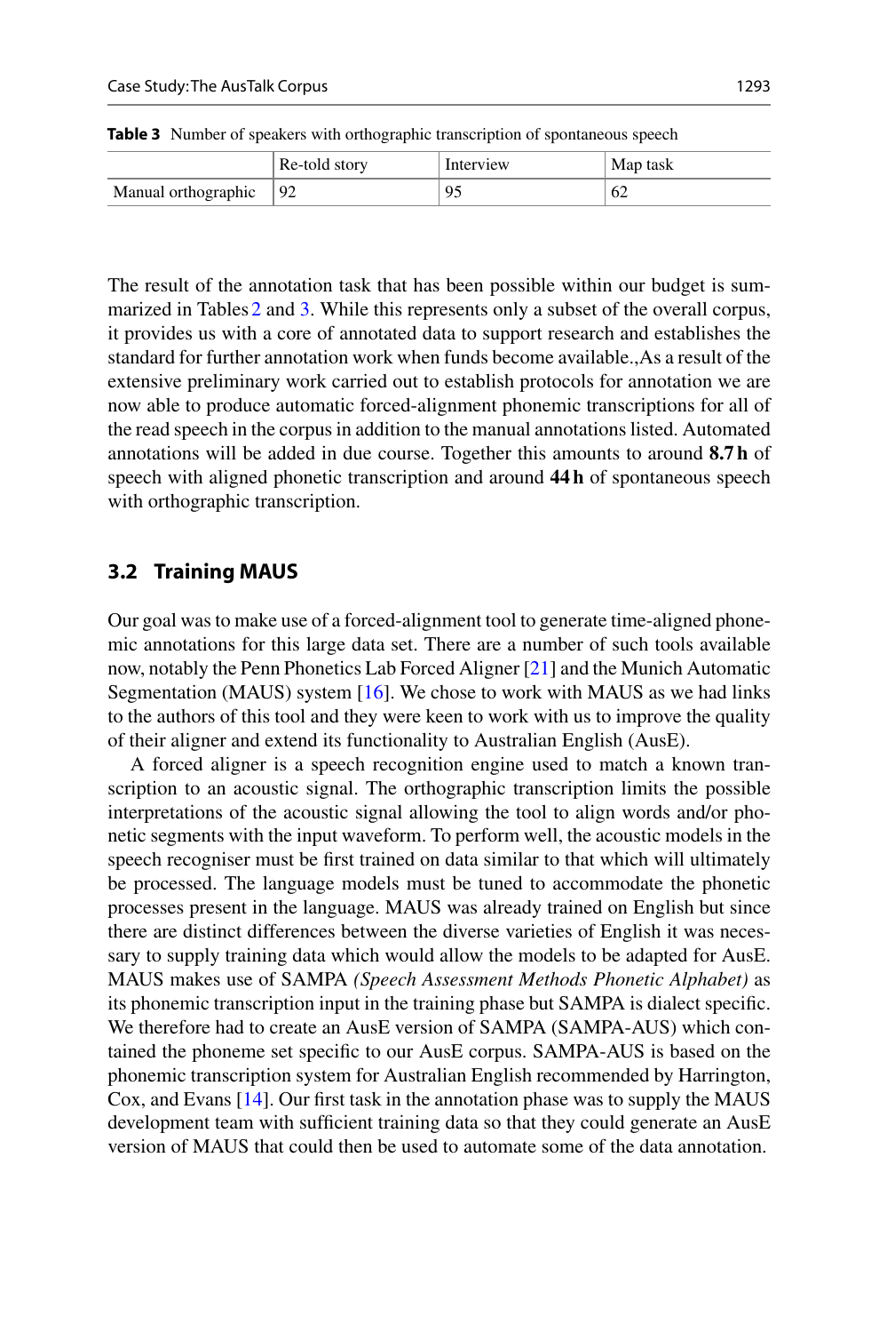**Table 3** Number of speakers with orthographic transcription of spontaneous speech

| | Re-told story | Interview | Map task |
|---|---|---|---|
| Manual orthographic | 92 | 95 | 62 |

The result of the annotation task that has been possible within our budget is summarized in Tables 2 and 3. While this represents only a subset of the overall corpus, it provides us with a core of annotated data to support research and establishes the standard for further annotation work when funds become available.,As a result of the extensive preliminary work carried out to establish protocols for annotation we are now able to produce automatic forced-alignment phonemic transcriptions for all of the read speech in the corpus in addition to the manual annotations listed. Automated annotations will be added in due course. Together this amounts to around **8.7 h** of speech with aligned phonetic transcription and around **44 h** of spontaneous speech with orthographic transcription.

## 3.2 Training MAUS

Our goal was to make use of a forced-alignment tool to generate time-aligned phonemic annotations for this large data set. There are a number of such tools available now, notably the Penn Phonetics Lab Forced Aligner [21] and the Munich Automatic Segmentation (MAUS) system [16]. We chose to work with MAUS as we had links to the authors of this tool and they were keen to work with us to improve the quality of their aligner and extend its functionality to Australian English (AusE).

A forced aligner is a speech recognition engine used to match a known transcription to an acoustic signal. The orthographic transcription limits the possible interpretations of the acoustic signal allowing the tool to align words and/or phonetic segments with the input waveform. To perform well, the acoustic models in the speech recogniser must be first trained on data similar to that which will ultimately be processed. The language models must be tuned to accommodate the phonetic processes present in the language. MAUS was already trained on English but since there are distinct differences between the diverse varieties of English it was necessary to supply training data which would allow the models to be adapted for AusE. MAUS makes use of SAMPA *(Speech Assessment Methods Phonetic Alphabet)* as its phonemic transcription input in the training phase but SAMPA is dialect specific. We therefore had to create an AusE version of SAMPA (SAMPA-AUS) which contained the phoneme set specific to our AusE corpus. SAMPA-AUS is based on the phonemic transcription system for Australian English recommended by Harrington, Cox, and Evans [14]. Our first task in the annotation phase was to supply the MAUS development team with sufficient training data so that they could generate an AusE version of MAUS that could then be used to automate some of the data annotation.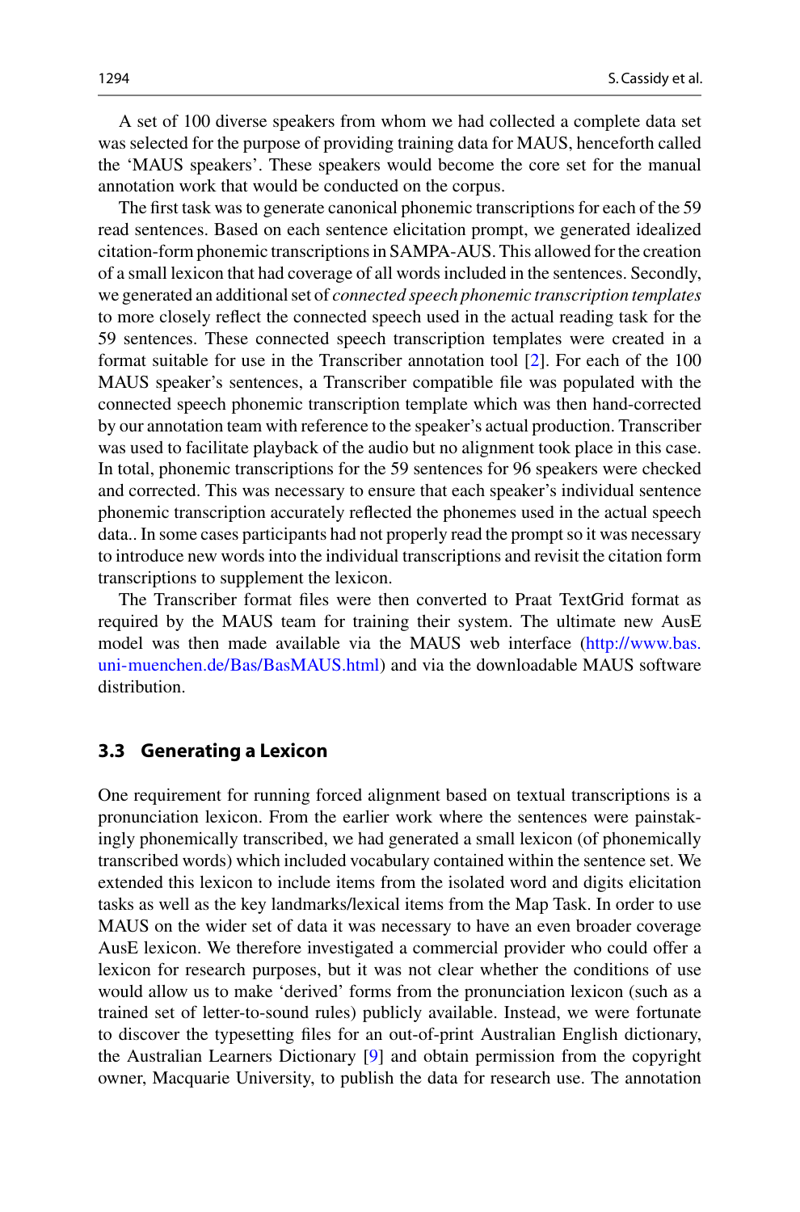A set of 100 diverse speakers from whom we had collected a complete data set was selected for the purpose of providing training data for MAUS, henceforth called the 'MAUS speakers'. These speakers would become the core set for the manual annotation work that would be conducted on the corpus.

The first task was to generate canonical phonemic transcriptions for each of the 59 read sentences. Based on each sentence elicitation prompt, we generated idealized citation-form phonemic transcriptions in SAMPA-AUS. This allowed for the creation of a small lexicon that had coverage of all words included in the sentences. Secondly, we generated an additional set of *connected speech phonemic transcription templates* to more closely reflect the connected speech used in the actual reading task for the 59 sentences. These connected speech transcription templates were created in a format suitable for use in the Transcriber annotation tool [2]. For each of the 100 MAUS speaker's sentences, a Transcriber compatible file was populated with the connected speech phonemic transcription template which was then hand-corrected by our annotation team with reference to the speaker's actual production. Transcriber was used to facilitate playback of the audio but no alignment took place in this case. In total, phonemic transcriptions for the 59 sentences for 96 speakers were checked and corrected. This was necessary to ensure that each speaker's individual sentence phonemic transcription accurately reflected the phonemes used in the actual speech data.. In some cases participants had not properly read the prompt so it was necessary to introduce new words into the individual transcriptions and revisit the citation form transcriptions to supplement the lexicon.

The Transcriber format files were then converted to Praat TextGrid format as required by the MAUS team for training their system. The ultimate new AusE model was then made available via the MAUS web interface (http://www.bas.uni-muenchen.de/Bas/BasMAUS.html) and via the downloadable MAUS software distribution.

### 3.3 Generating a Lexicon

One requirement for running forced alignment based on textual transcriptions is a pronunciation lexicon. From the earlier work where the sentences were painstakingly phonemically transcribed, we had generated a small lexicon (of phonemically transcribed words) which included vocabulary contained within the sentence set. We extended this lexicon to include items from the isolated word and digits elicitation tasks as well as the key landmarks/lexical items from the Map Task. In order to use MAUS on the wider set of data it was necessary to have an even broader coverage AusE lexicon. We therefore investigated a commercial provider who could offer a lexicon for research purposes, but it was not clear whether the conditions of use would allow us to make 'derived' forms from the pronunciation lexicon (such as a trained set of letter-to-sound rules) publicly available. Instead, we were fortunate to discover the typesetting files for an out-of-print Australian English dictionary, the Australian Learners Dictionary [9] and obtain permission from the copyright owner, Macquarie University, to publish the data for research use. The annotation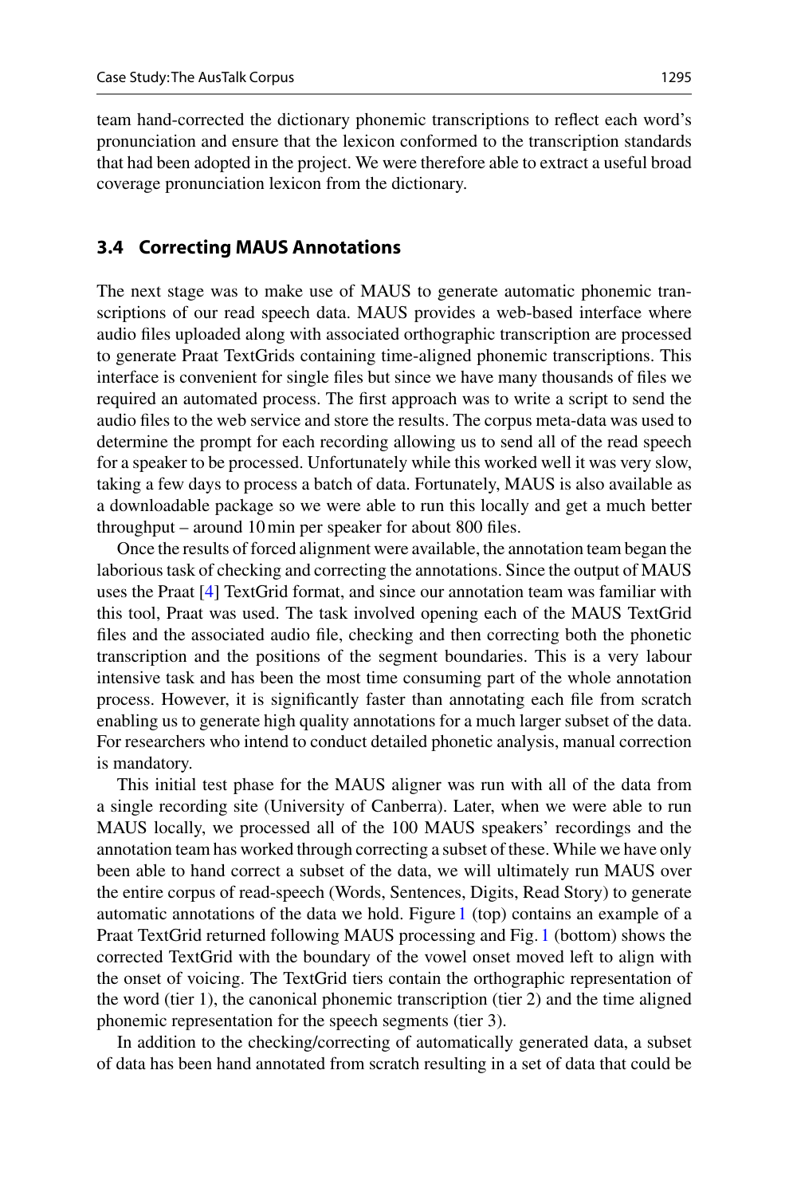team hand-corrected the dictionary phonemic transcriptions to reflect each word's pronunciation and ensure that the lexicon conformed to the transcription standards that had been adopted in the project. We were therefore able to extract a useful broad coverage pronunciation lexicon from the dictionary.

### 3.4 Correcting MAUS Annotations

The next stage was to make use of MAUS to generate automatic phonemic transcriptions of our read speech data. MAUS provides a web-based interface where audio files uploaded along with associated orthographic transcription are processed to generate Praat TextGrids containing time-aligned phonemic transcriptions. This interface is convenient for single files but since we have many thousands of files we required an automated process. The first approach was to write a script to send the audio files to the web service and store the results. The corpus meta-data was used to determine the prompt for each recording allowing us to send all of the read speech for a speaker to be processed. Unfortunately while this worked well it was very slow, taking a few days to process a batch of data. Fortunately, MAUS is also available as a downloadable package so we were able to run this locally and get a much better throughput – around 10 min per speaker for about 800 files.

Once the results of forced alignment were available, the annotation team began the laborious task of checking and correcting the annotations. Since the output of MAUS uses the Praat [4] TextGrid format, and since our annotation team was familiar with this tool, Praat was used. The task involved opening each of the MAUS TextGrid files and the associated audio file, checking and then correcting both the phonetic transcription and the positions of the segment boundaries. This is a very labour intensive task and has been the most time consuming part of the whole annotation process. However, it is significantly faster than annotating each file from scratch enabling us to generate high quality annotations for a much larger subset of the data. For researchers who intend to conduct detailed phonetic analysis, manual correction is mandatory.

This initial test phase for the MAUS aligner was run with all of the data from a single recording site (University of Canberra). Later, when we were able to run MAUS locally, we processed all of the 100 MAUS speakers' recordings and the annotation team has worked through correcting a subset of these. While we have only been able to hand correct a subset of the data, we will ultimately run MAUS over the entire corpus of read-speech (Words, Sentences, Digits, Read Story) to generate automatic annotations of the data we hold. Figure 1 (top) contains an example of a Praat TextGrid returned following MAUS processing and Fig. 1 (bottom) shows the corrected TextGrid with the boundary of the vowel onset moved left to align with the onset of voicing. The TextGrid tiers contain the orthographic representation of the word (tier 1), the canonical phonemic transcription (tier 2) and the time aligned phonemic representation for the speech segments (tier 3).

In addition to the checking/correcting of automatically generated data, a subset of data has been hand annotated from scratch resulting in a set of data that could be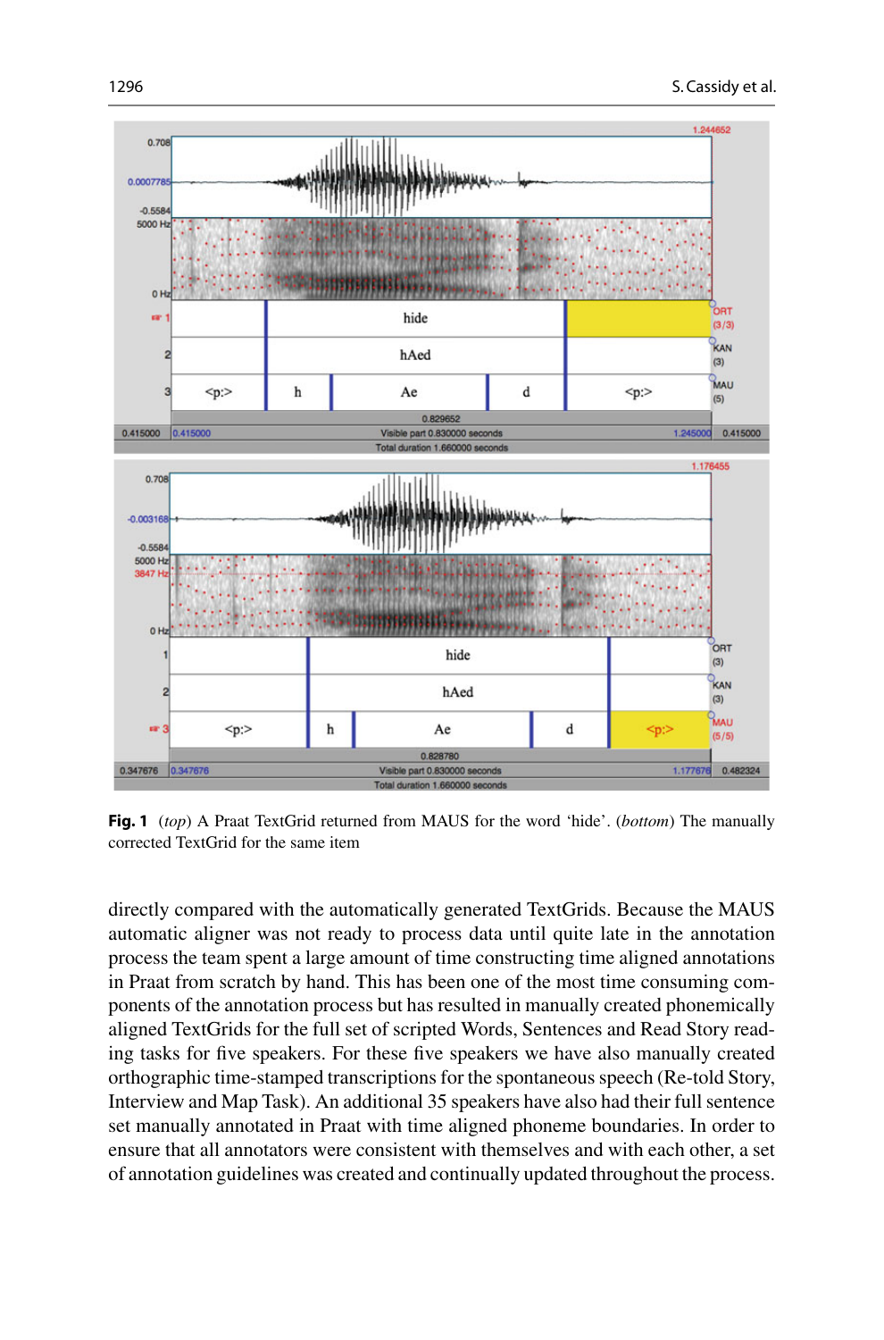**Fig. 1** (*top*) A Praat TextGrid returned from MAUS for the word 'hide'. (*bottom*) The manually corrected TextGrid for the same item

directly compared with the automatically generated TextGrids. Because the MAUS automatic aligner was not ready to process data until quite late in the annotation process the team spent a large amount of time constructing time aligned annotations in Praat from scratch by hand. This has been one of the most time consuming components of the annotation process but has resulted in manually created phonemically aligned TextGrids for the full set of scripted Words, Sentences and Read Story reading tasks for five speakers. For these five speakers we have also manually created orthographic time-stamped transcriptions for the spontaneous speech (Re-told Story, Interview and Map Task). An additional 35 speakers have also had their full sentence set manually annotated in Praat with time aligned phoneme boundaries. In order to ensure that all annotators were consistent with themselves and with each other, a set of annotation guidelines was created and continually updated throughout the process.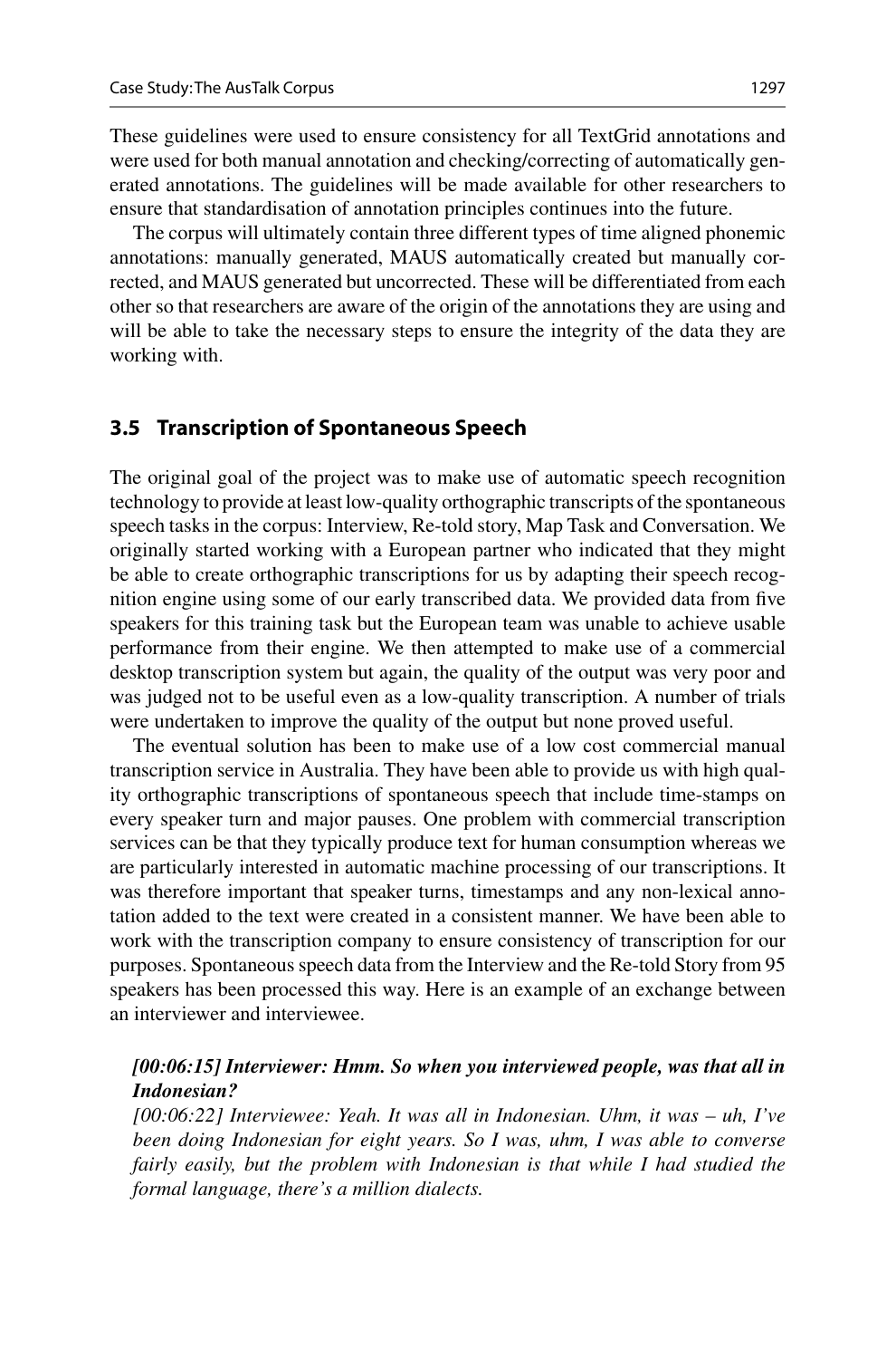These guidelines were used to ensure consistency for all TextGrid annotations and were used for both manual annotation and checking/correcting of automatically generated annotations. The guidelines will be made available for other researchers to ensure that standardisation of annotation principles continues into the future.

The corpus will ultimately contain three different types of time aligned phonemic annotations: manually generated, MAUS automatically created but manually corrected, and MAUS generated but uncorrected. These will be differentiated from each other so that researchers are aware of the origin of the annotations they are using and will be able to take the necessary steps to ensure the integrity of the data they are working with.

### 3.5 Transcription of Spontaneous Speech

The original goal of the project was to make use of automatic speech recognition technology to provide at least low-quality orthographic transcripts of the spontaneous speech tasks in the corpus: Interview, Re-told story, Map Task and Conversation. We originally started working with a European partner who indicated that they might be able to create orthographic transcriptions for us by adapting their speech recognition engine using some of our early transcribed data. We provided data from five speakers for this training task but the European team was unable to achieve usable performance from their engine. We then attempted to make use of a commercial desktop transcription system but again, the quality of the output was very poor and was judged not to be useful even as a low-quality transcription. A number of trials were undertaken to improve the quality of the output but none proved useful.

The eventual solution has been to make use of a low cost commercial manual transcription service in Australia. They have been able to provide us with high quality orthographic transcriptions of spontaneous speech that include time-stamps on every speaker turn and major pauses. One problem with commercial transcription services can be that they typically produce text for human consumption whereas we are particularly interested in automatic machine processing of our transcriptions. It was therefore important that speaker turns, timestamps and any non-lexical annotation added to the text were created in a consistent manner. We have been able to work with the transcription company to ensure consistency of transcription for our purposes. Spontaneous speech data from the Interview and the Re-told Story from 95 speakers has been processed this way. Here is an example of an exchange between an interviewer and interviewee.

***[00:06:15] Interviewer: Hmm. So when you interviewed people, was that all in Indonesian?***
*[00:06:22] Interviewee: Yeah. It was all in Indonesian. Uhm, it was – uh, I've been doing Indonesian for eight years. So I was, uhm, I was able to converse fairly easily, but the problem with Indonesian is that while I had studied the formal language, there's a million dialects.*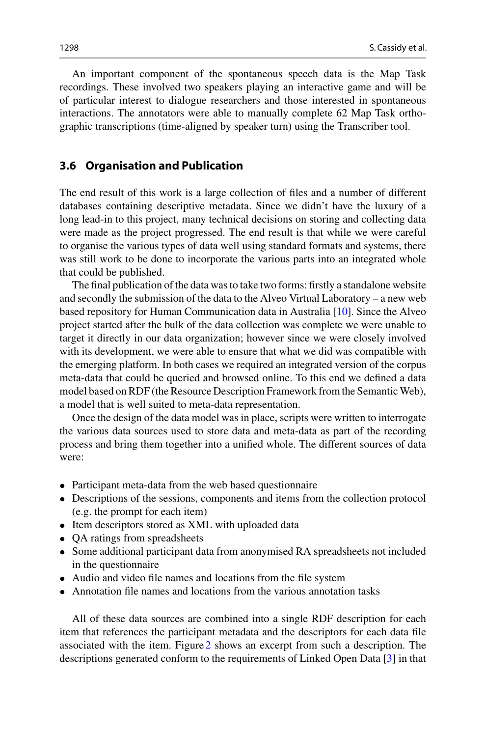An important component of the spontaneous speech data is the Map Task recordings. These involved two speakers playing an interactive game and will be of particular interest to dialogue researchers and those interested in spontaneous interactions. The annotators were able to manually complete 62 Map Task orthographic transcriptions (time-aligned by speaker turn) using the Transcriber tool.

### 3.6 Organisation and Publication

The end result of this work is a large collection of files and a number of different databases containing descriptive metadata. Since we didn't have the luxury of a long lead-in to this project, many technical decisions on storing and collecting data were made as the project progressed. The end result is that while we were careful to organise the various types of data well using standard formats and systems, there was still work to be done to incorporate the various parts into an integrated whole that could be published.

The final publication of the data was to take two forms: firstly a standalone website and secondly the submission of the data to the Alveo Virtual Laboratory – a new web based repository for Human Communication data in Australia [10]. Since the Alveo project started after the bulk of the data collection was complete we were unable to target it directly in our data organization; however since we were closely involved with its development, we were able to ensure that what we did was compatible with the emerging platform. In both cases we required an integrated version of the corpus meta-data that could be queried and browsed online. To this end we defined a data model based on RDF (the Resource Description Framework from the Semantic Web), a model that is well suited to meta-data representation.

Once the design of the data model was in place, scripts were written to interrogate the various data sources used to store data and meta-data as part of the recording process and bring them together into a unified whole. The different sources of data were:

- Participant meta-data from the web based questionnaire
- Descriptions of the sessions, components and items from the collection protocol (e.g. the prompt for each item)
- Item descriptors stored as XML with uploaded data
- QA ratings from spreadsheets
- Some additional participant data from anonymised RA spreadsheets not included in the questionnaire
- Audio and video file names and locations from the file system
- Annotation file names and locations from the various annotation tasks

All of these data sources are combined into a single RDF description for each item that references the participant metadata and the descriptors for each data file associated with the item. Figure 2 shows an excerpt from such a description. The descriptions generated conform to the requirements of Linked Open Data [3] in that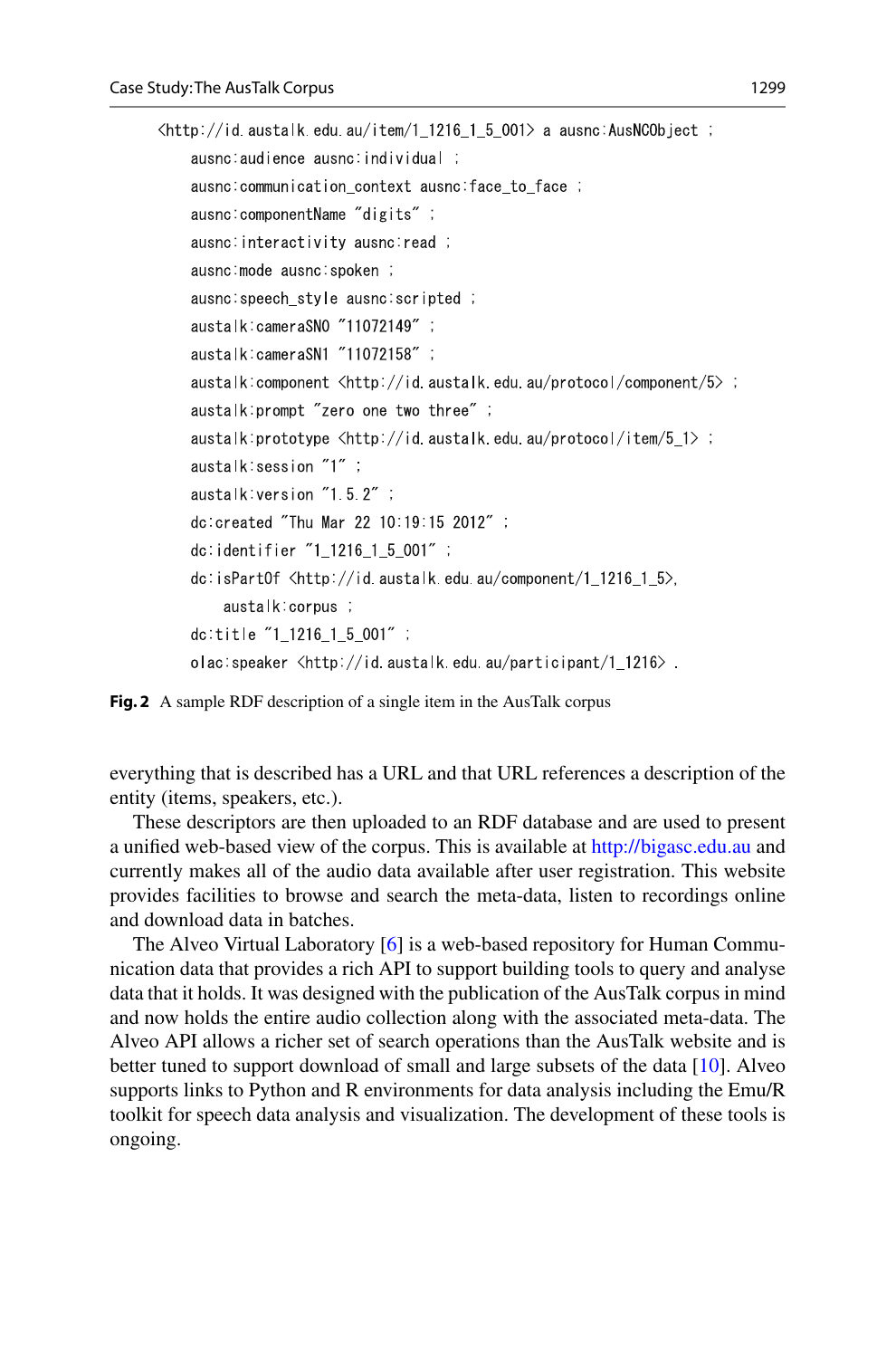```
<http://id.austalk.edu.au/item/1_1216_1_5_001> a ausnc:AusNCObject ;
    ausnc:audience ausnc:individual ;
    ausnc:communication_context ausnc:face_to_face ;
    ausnc:componentName "digits" ;
    ausnc:interactivity ausnc:read ;
    ausnc:mode ausnc:spoken ;
    ausnc:speech_style ausnc:scripted ;
    austalk:cameraSN0 "11072149" ;
    austalk:cameraSN1 "11072158" ;
    austalk:component <http://id.austalk.edu.au/protocol/component/5> ;
    austalk:prompt "zero one two three" ;
    austalk:prototype <http://id.austalk.edu.au/protocol/item/5_1> ;
    austalk:session "1" ;
    austalk:version "1.5.2" ;
    dc:created "Thu Mar 22 10:19:15 2012" ;
    dc:identifier "1_1216_1_5_001" ;
    dc:isPartOf <http://id.austalk.edu.au/component/1_1216_1_5>,
        austalk:corpus ;
    dc:title "1_1216_1_5_001" ;
    olac:speaker <http://id.austalk.edu.au/participant/1_1216> .
```

**Fig. 2** A sample RDF description of a single item in the AusTalk corpus

everything that is described has a URL and that URL references a description of the entity (items, speakers, etc.).

These descriptors are then uploaded to an RDF database and are used to present a unified web-based view of the corpus. This is available at http://bigasc.edu.au and currently makes all of the audio data available after user registration. This website provides facilities to browse and search the meta-data, listen to recordings online and download data in batches.

The Alveo Virtual Laboratory [6] is a web-based repository for Human Communication data that provides a rich API to support building tools to query and analyse data that it holds. It was designed with the publication of the AusTalk corpus in mind and now holds the entire audio collection along with the associated meta-data. The Alveo API allows a richer set of search operations than the AusTalk website and is better tuned to support download of small and large subsets of the data [10]. Alveo supports links to Python and R environments for data analysis including the Emu/R toolkit for speech data analysis and visualization. The development of these tools is ongoing.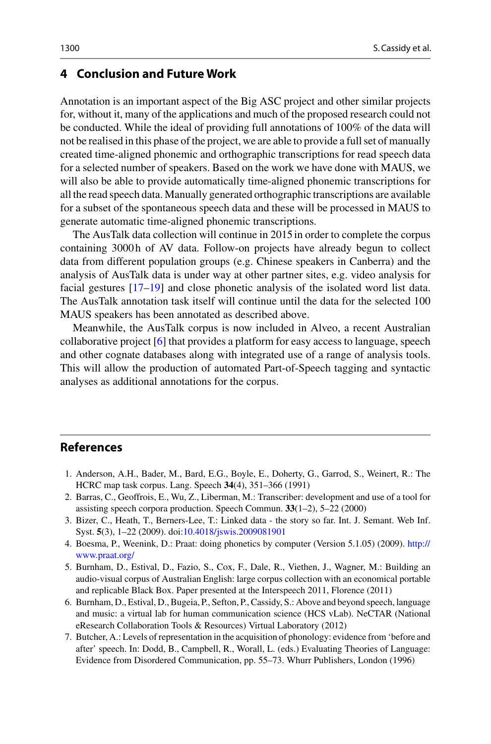## 4 Conclusion and Future Work

Annotation is an important aspect of the Big ASC project and other similar projects for, without it, many of the applications and much of the proposed research could not be conducted. While the ideal of providing full annotations of 100% of the data will not be realised in this phase of the project, we are able to provide a full set of manually created time-aligned phonemic and orthographic transcriptions for read speech data for a selected number of speakers. Based on the work we have done with MAUS, we will also be able to provide automatically time-aligned phonemic transcriptions for all the read speech data. Manually generated orthographic transcriptions are available for a subset of the spontaneous speech data and these will be processed in MAUS to generate automatic time-aligned phonemic transcriptions.

The AusTalk data collection will continue in 2015 in order to complete the corpus containing 3000 h of AV data. Follow-on projects have already begun to collect data from different population groups (e.g. Chinese speakers in Canberra) and the analysis of AusTalk data is under way at other partner sites, e.g. video analysis for facial gestures [17–19] and close phonetic analysis of the isolated word list data. The AusTalk annotation task itself will continue until the data for the selected 100 MAUS speakers has been annotated as described above.

Meanwhile, the AusTalk corpus is now included in Alveo, a recent Australian collaborative project [6] that provides a platform for easy access to language, speech and other cognate databases along with integrated use of a range of analysis tools. This will allow the production of automated Part-of-Speech tagging and syntactic analyses as additional annotations for the corpus.

## References

1. Anderson, A.H., Bader, M., Bard, E.G., Boyle, E., Doherty, G., Garrod, S., Weinert, R.: The HCRC map task corpus. Lang. Speech **34**(4), 351–366 (1991)
2. Barras, C., Geoffrois, E., Wu, Z., Liberman, M.: Transcriber: development and use of a tool for assisting speech corpora production. Speech Commun. **33**(1–2), 5–22 (2000)
3. Bizer, C., Heath, T., Berners-Lee, T.: Linked data - the story so far. Int. J. Semant. Web Inf. Syst. **5**(3), 1–22 (2009). doi:10.4018/jswis.2009081901
4. Boesma, P., Weenink, D.: Praat: doing phonetics by computer (Version 5.1.05) (2009). http://www.praat.org/
5. Burnham, D., Estival, D., Fazio, S., Cox, F., Dale, R., Viethen, J., Wagner, M.: Building an audio-visual corpus of Australian English: large corpus collection with an economical portable and replicable Black Box. Paper presented at the Interspeech 2011, Florence (2011)
6. Burnham, D., Estival, D., Bugeia, P., Sefton, P., Cassidy, S.: Above and beyond speech, language and music: a virtual lab for human communication science (HCS vLab). NeCTAR (National eResearch Collaboration Tools & Resources) Virtual Laboratory (2012)
7. Butcher, A.: Levels of representation in the acquisition of phonology: evidence from 'before and after' speech. In: Dodd, B., Campbell, R., Worall, L. (eds.) Evaluating Theories of Language: Evidence from Disordered Communication, pp. 55–73. Whurr Publishers, London (1996)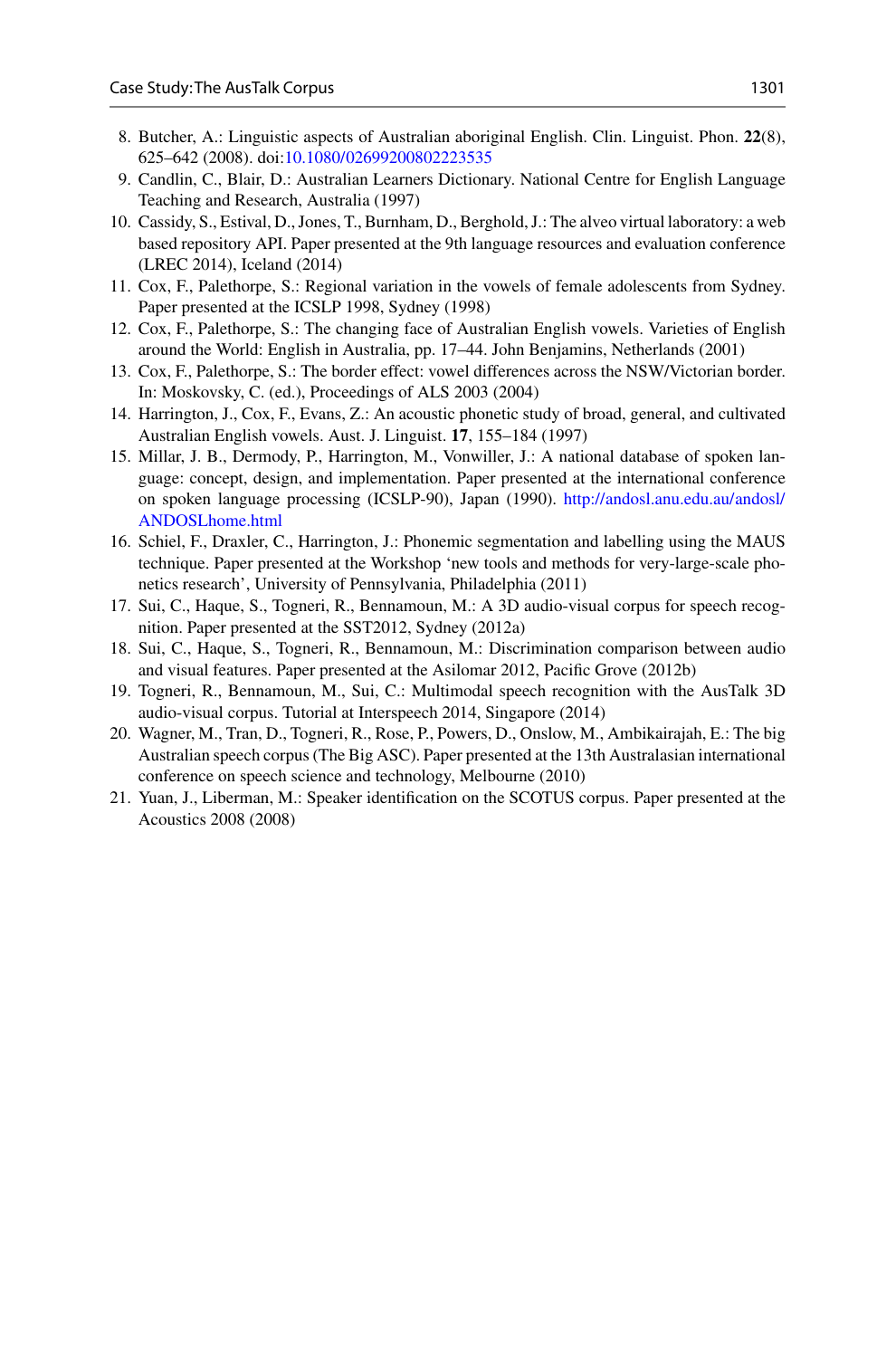8. Butcher, A.: Linguistic aspects of Australian aboriginal English. Clin. Linguist. Phon. **22**(8), 625–642 (2008). doi:10.1080/02699200802223535
9. Candlin, C., Blair, D.: Australian Learners Dictionary. National Centre for English Language Teaching and Research, Australia (1997)
10. Cassidy, S., Estival, D., Jones, T., Burnham, D., Berghold, J.: The alveo virtual laboratory: a web based repository API. Paper presented at the 9th language resources and evaluation conference (LREC 2014), Iceland (2014)
11. Cox, F., Palethorpe, S.: Regional variation in the vowels of female adolescents from Sydney. Paper presented at the ICSLP 1998, Sydney (1998)
12. Cox, F., Palethorpe, S.: The changing face of Australian English vowels. Varieties of English around the World: English in Australia, pp. 17–44. John Benjamins, Netherlands (2001)
13. Cox, F., Palethorpe, S.: The border effect: vowel differences across the NSW/Victorian border. In: Moskovsky, C. (ed.), Proceedings of ALS 2003 (2004)
14. Harrington, J., Cox, F., Evans, Z.: An acoustic phonetic study of broad, general, and cultivated Australian English vowels. Aust. J. Linguist. **17**, 155–184 (1997)
15. Millar, J. B., Dermody, P., Harrington, M., Vonwiller, J.: A national database of spoken language: concept, design, and implementation. Paper presented at the international conference on spoken language processing (ICSLP-90), Japan (1990). http://andosl.anu.edu.au/andosl/ANDOSLhome.html
16. Schiel, F., Draxler, C., Harrington, J.: Phonemic segmentation and labelling using the MAUS technique. Paper presented at the Workshop 'new tools and methods for very-large-scale phonetics research', University of Pennsylvania, Philadelphia (2011)
17. Sui, C., Haque, S., Togneri, R., Bennamoun, M.: A 3D audio-visual corpus for speech recognition. Paper presented at the SST2012, Sydney (2012a)
18. Sui, C., Haque, S., Togneri, R., Bennamoun, M.: Discrimination comparison between audio and visual features. Paper presented at the Asilomar 2012, Pacific Grove (2012b)
19. Togneri, R., Bennamoun, M., Sui, C.: Multimodal speech recognition with the AusTalk 3D audio-visual corpus. Tutorial at Interspeech 2014, Singapore (2014)
20. Wagner, M., Tran, D., Togneri, R., Rose, P., Powers, D., Onslow, M., Ambikairajah, E.: The big Australian speech corpus (The Big ASC). Paper presented at the 13th Australasian international conference on speech science and technology, Melbourne (2010)
21. Yuan, J., Liberman, M.: Speaker identification on the SCOTUS corpus. Paper presented at the Acoustics 2008 (2008)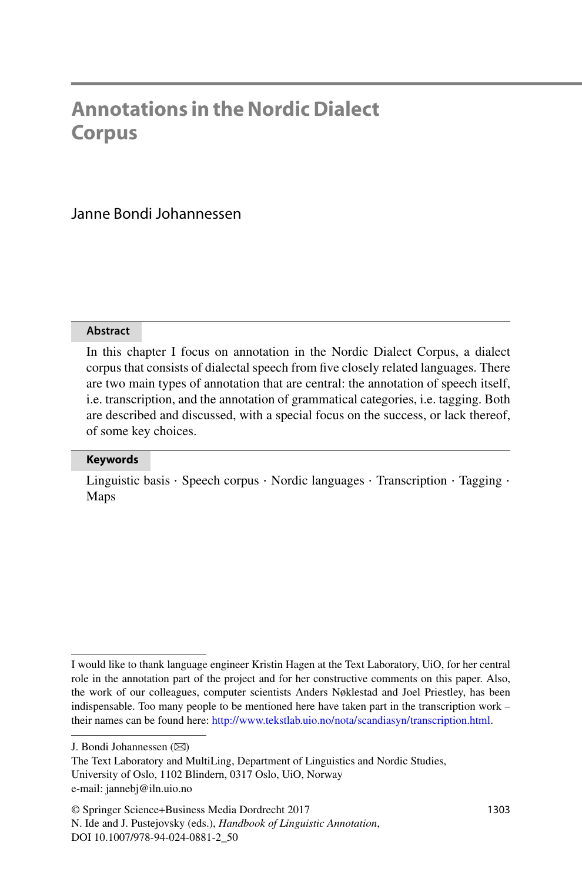# Annotations in the Nordic Dialect Corpus

Janne Bondi Johannessen

**Abstract**

In this chapter I focus on annotation in the Nordic Dialect Corpus, a dialect corpus that consists of dialectal speech from five closely related languages. There are two main types of annotation that are central: the annotation of speech itself, i.e. transcription, and the annotation of grammatical categories, i.e. tagging. Both are described and discussed, with a special focus on the success, or lack thereof, of some key choices.

**Keywords**

Linguistic basis · Speech corpus · Nordic languages · Transcription · Tagging · Maps

---

I would like to thank language engineer Kristin Hagen at the Text Laboratory, UiO, for her central role in the annotation part of the project and for her constructive comments on this paper. Also, the work of our colleagues, computer scientists Anders Nøklestad and Joel Priestley, has been indispensable. Too many people to be mentioned here have taken part in the transcription work – their names can be found here: http://www.tekstlab.uio.no/nota/scandiasyn/transcription.html.

J. Bondi Johannessen (✉)
The Text Laboratory and MultiLing, Department of Linguistics and Nordic Studies, University of Oslo, 1102 Blindern, 0317 Oslo, UiO, Norway
e-mail: jannebj@iln.uio.no

© Springer Science+Business Media Dordrecht 2017
N. Ide and J. Pustejovsky (eds.), *Handbook of Linguistic Annotation*,
DOI 10.1007/978-94-024-0881-2_50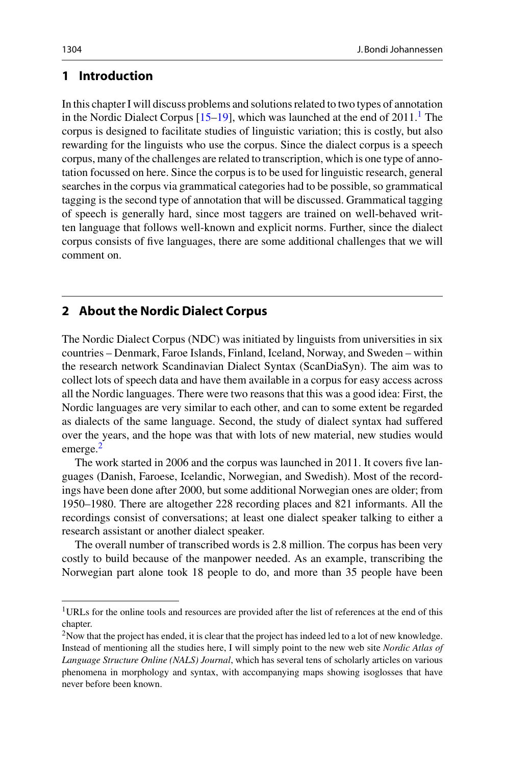## 1 Introduction

In this chapter I will discuss problems and solutions related to two types of annotation in the Nordic Dialect Corpus [15–19], which was launched at the end of 2011.[1] The corpus is designed to facilitate studies of linguistic variation; this is costly, but also rewarding for the linguists who use the corpus. Since the dialect corpus is a speech corpus, many of the challenges are related to transcription, which is one type of annotation focussed on here. Since the corpus is to be used for linguistic research, general searches in the corpus via grammatical categories had to be possible, so grammatical tagging is the second type of annotation that will be discussed. Grammatical tagging of speech is generally hard, since most taggers are trained on well-behaved written language that follows well-known and explicit norms. Further, since the dialect corpus consists of five languages, there are some additional challenges that we will comment on.

## 2 About the Nordic Dialect Corpus

The Nordic Dialect Corpus (NDC) was initiated by linguists from universities in six countries – Denmark, Faroe Islands, Finland, Iceland, Norway, and Sweden – within the research network Scandinavian Dialect Syntax (ScanDiaSyn). The aim was to collect lots of speech data and have them available in a corpus for easy access across all the Nordic languages. There were two reasons that this was a good idea: First, the Nordic languages are very similar to each other, and can to some extent be regarded as dialects of the same language. Second, the study of dialect syntax had suffered over the years, and the hope was that with lots of new material, new studies would emerge.[2]

The work started in 2006 and the corpus was launched in 2011. It covers five languages (Danish, Faroese, Icelandic, Norwegian, and Swedish). Most of the recordings have been done after 2000, but some additional Norwegian ones are older; from 1950–1980. There are altogether 228 recording places and 821 informants. All the recordings consist of conversations; at least one dialect speaker talking to either a research assistant or another dialect speaker.

The overall number of transcribed words is 2.8 million. The corpus has been very costly to build because of the manpower needed. As an example, transcribing the Norwegian part alone took 18 people to do, and more than 35 people have been

---

[1] URLs for the online tools and resources are provided after the list of references at the end of this chapter.

[2] Now that the project has ended, it is clear that the project has indeed led to a lot of new knowledge. Instead of mentioning all the studies here, I will simply point to the new web site *Nordic Atlas of Language Structure Online (NALS) Journal*, which has several tens of scholarly articles on various phenomena in morphology and syntax, with accompanying maps showing isoglosses that have never before been known.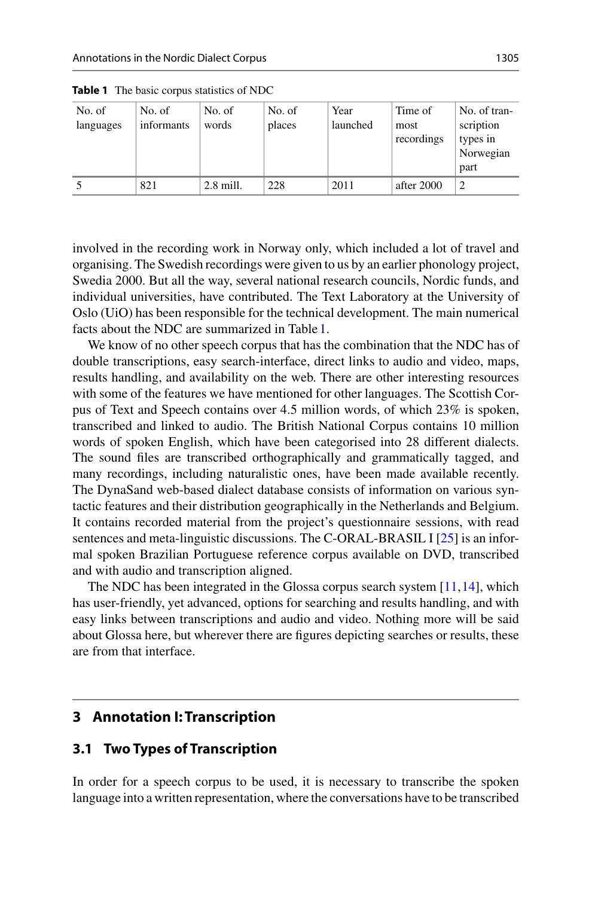**Table 1** The basic corpus statistics of NDC

| No. of languages | No. of informants | No. of words | No. of places | Year launched | Time of most recordings | No. of transcription types in Norwegian part |
|---|---|---|---|---|---|---|
| 5 | 821 | 2.8 mill. | 228 | 2011 | after 2000 | 2 |

involved in the recording work in Norway only, which included a lot of travel and organising. The Swedish recordings were given to us by an earlier phonology project, Swedia 2000. But all the way, several national research councils, Nordic funds, and individual universities, have contributed. The Text Laboratory at the University of Oslo (UiO) has been responsible for the technical development. The main numerical facts about the NDC are summarized in Table 1.

We know of no other speech corpus that has the combination that the NDC has of double transcriptions, easy search-interface, direct links to audio and video, maps, results handling, and availability on the web. There are other interesting resources with some of the features we have mentioned for other languages. The Scottish Corpus of Text and Speech contains over 4.5 million words, of which 23% is spoken, transcribed and linked to audio. The British National Corpus contains 10 million words of spoken English, which have been categorised into 28 different dialects. The sound files are transcribed orthographically and grammatically tagged, and many recordings, including naturalistic ones, have been made available recently. The DynaSand web-based dialect database consists of information on various syntactic features and their distribution geographically in the Netherlands and Belgium. It contains recorded material from the project's questionnaire sessions, with read sentences and meta-linguistic discussions. The C-ORAL-BRASIL I [25] is an informal spoken Brazilian Portuguese reference corpus available on DVD, transcribed and with audio and transcription aligned.

The NDC has been integrated in the Glossa corpus search system [11,14], which has user-friendly, yet advanced, options for searching and results handling, and with easy links between transcriptions and audio and video. Nothing more will be said about Glossa here, but wherever there are figures depicting searches or results, these are from that interface.

## 3 Annotation I: Transcription

### 3.1 Two Types of Transcription

In order for a speech corpus to be used, it is necessary to transcribe the spoken language into a written representation, where the conversations have to be transcribed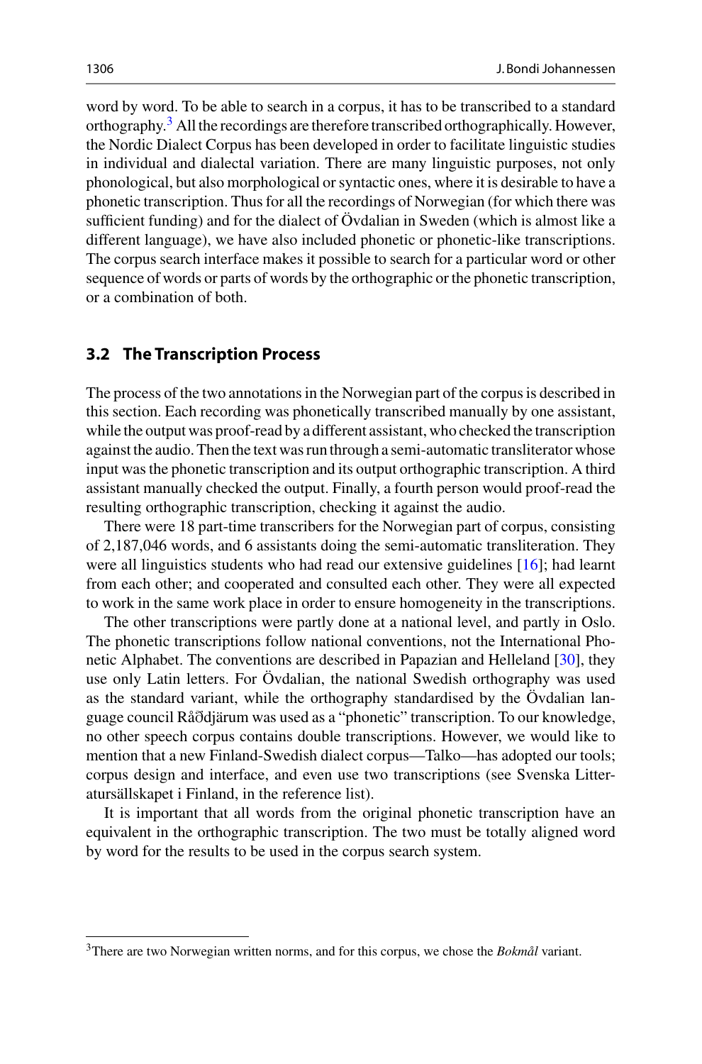word by word. To be able to search in a corpus, it has to be transcribed to a standard orthography.[3] All the recordings are therefore transcribed orthographically. However, the Nordic Dialect Corpus has been developed in order to facilitate linguistic studies in individual and dialectal variation. There are many linguistic purposes, not only phonological, but also morphological or syntactic ones, where it is desirable to have a phonetic transcription. Thus for all the recordings of Norwegian (for which there was sufficient funding) and for the dialect of Övdalian in Sweden (which is almost like a different language), we have also included phonetic or phonetic-like transcriptions. The corpus search interface makes it possible to search for a particular word or other sequence of words or parts of words by the orthographic or the phonetic transcription, or a combination of both.

### 3.2 The Transcription Process

The process of the two annotations in the Norwegian part of the corpus is described in this section. Each recording was phonetically transcribed manually by one assistant, while the output was proof-read by a different assistant, who checked the transcription against the audio. Then the text was run through a semi-automatic transliterator whose input was the phonetic transcription and its output orthographic transcription. A third assistant manually checked the output. Finally, a fourth person would proof-read the resulting orthographic transcription, checking it against the audio.

There were 18 part-time transcribers for the Norwegian part of corpus, consisting of 2,187,046 words, and 6 assistants doing the semi-automatic transliteration. They were all linguistics students who had read our extensive guidelines [16]; had learnt from each other; and cooperated and consulted each other. They were all expected to work in the same work place in order to ensure homogeneity in the transcriptions.

The other transcriptions were partly done at a national level, and partly in Oslo. The phonetic transcriptions follow national conventions, not the International Phonetic Alphabet. The conventions are described in Papazian and Helleland [30], they use only Latin letters. For Övdalian, the national Swedish orthography was used as the standard variant, while the orthography standardised by the Övdalian language council Råðdjärum was used as a "phonetic" transcription. To our knowledge, no other speech corpus contains double transcriptions. However, we would like to mention that a new Finland-Swedish dialect corpus—Talko—has adopted our tools; corpus design and interface, and even use two transcriptions (see Svenska Litteratursällskapet i Finland, in the reference list).

It is important that all words from the original phonetic transcription have an equivalent in the orthographic transcription. The two must be totally aligned word by word for the results to be used in the corpus search system.

[3] There are two Norwegian written norms, and for this corpus, we chose the *Bokmål* variant.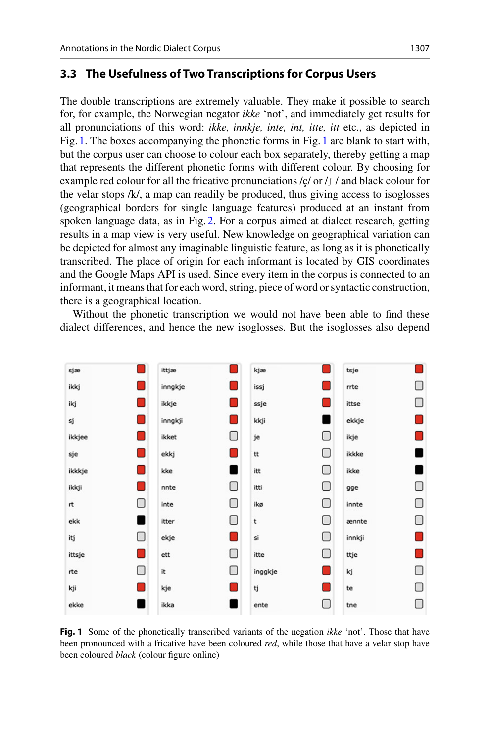## 3.3 The Usefulness of Two Transcriptions for Corpus Users

The double transcriptions are extremely valuable. They make it possible to search for, for example, the Norwegian negator *ikke* 'not', and immediately get results for all pronunciations of this word: *ikke, innkje, inte, int, itte, itt* etc., as depicted in Fig. 1. The boxes accompanying the phonetic forms in Fig. 1 are blank to start with, but the corpus user can choose to colour each box separately, thereby getting a map that represents the different phonetic forms with different colour. By choosing for example red colour for all the fricative pronunciations /ç/ or /ʃ / and black colour for the velar stops /k/, a map can readily be produced, thus giving access to isoglosses (geographical borders for single language features) produced at an instant from spoken language data, as in Fig. 2. For a corpus aimed at dialect research, getting results in a map view is very useful. New knowledge on geographical variation can be depicted for almost any imaginable linguistic feature, as long as it is phonetically transcribed. The place of origin for each informant is located by GIS coordinates and the Google Maps API is used. Since every item in the corpus is connected to an informant, it means that for each word, string, piece of word or syntactic construction, there is a geographical location.

Without the phonetic transcription we would not have been able to find these dialect differences, and hence the new isoglosses. But the isoglosses also depend

| sjæ | red | ittjæ | red | kjæ | red | tsje | red |
|---|---|---|---|---|---|---|---|
| ikkj | red | inngkje | red | issj | red | rrte | blank |
| ikj | red | ikkje | red | ssje | red | ittse | blank |
| sj | red | inngkji | red | kkji | black | ekkje | red |
| ikkjee | red | ikket | blank | je | blank | ikje | red |
| sje | red | ekkj | red | tt | blank | ikkke | black |
| ikkkje | red | kke | black | itt | blank | ikke | black |
| ikkji | red | nnte | blank | itti | blank | gge | blank |
| rt | blank | inte | blank | ikø | blank | innte | blank |
| ekk | black | itter | blank | t | blank | ænnte | blank |
| itj | blank | ekje | red | si | blank | innkji | red |
| ittsje | red | ett | blank | itte | blank | ttje | red |
| rte | blank | it | blank | inggkje | red | kj | blank |
| kji | red | kje | red | tj | red | te | blank |
| ekke | black | ikka | black | ente | blank | tne | blank |

**Fig. 1** Some of the phonetically transcribed variants of the negation *ikke* 'not'. Those that have been pronounced with a fricative have been coloured *red*, while those that have a velar stop have been coloured *black* (colour figure online)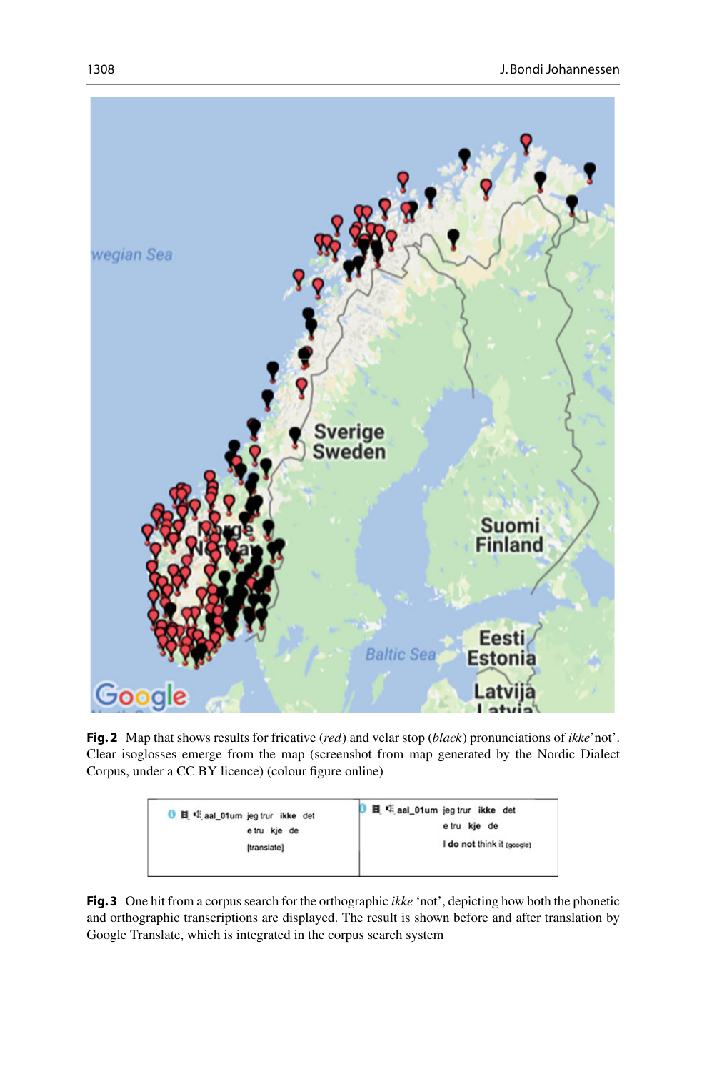**Fig. 2** Map that shows results for fricative (*red*) and velar stop (*black*) pronunciations of *ikke*'not'. Clear isoglosses emerge from the map (screenshot from map generated by the Nordic Dialect Corpus, under a CC BY licence) (colour figure online)

**Fig. 3** One hit from a corpus search for the orthographic *ikke* 'not', depicting how both the phonetic and orthographic transcriptions are displayed. The result is shown before and after translation by Google Translate, which is integrated in the corpus search system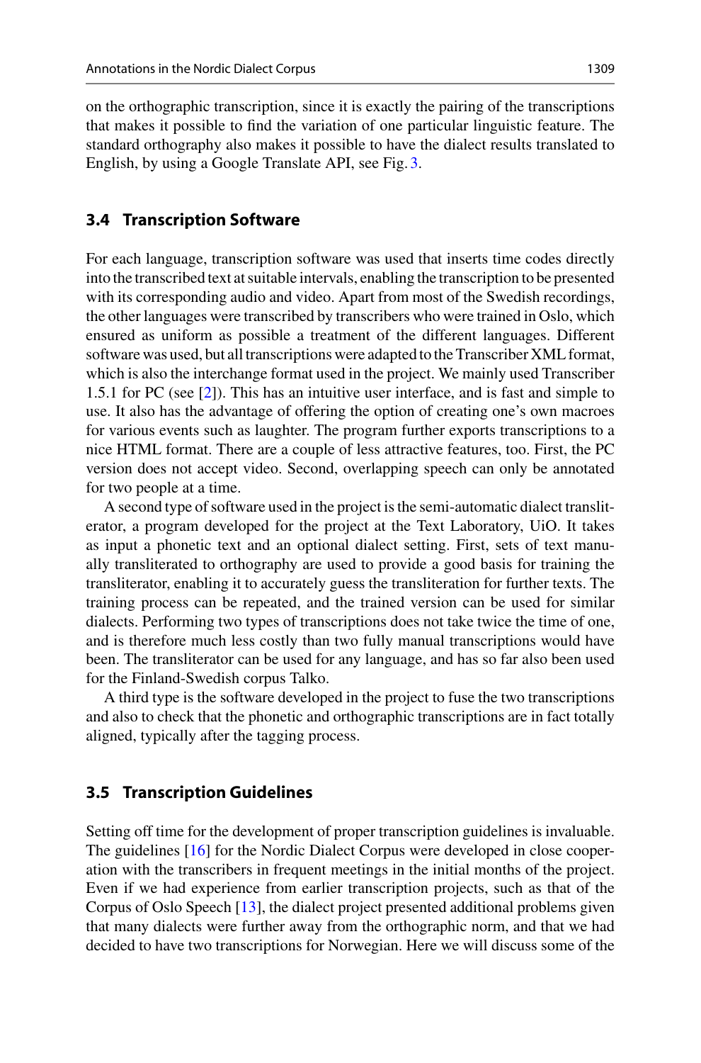on the orthographic transcription, since it is exactly the pairing of the transcriptions that makes it possible to find the variation of one particular linguistic feature. The standard orthography also makes it possible to have the dialect results translated to English, by using a Google Translate API, see Fig. 3.

### 3.4 Transcription Software

For each language, transcription software was used that inserts time codes directly into the transcribed text at suitable intervals, enabling the transcription to be presented with its corresponding audio and video. Apart from most of the Swedish recordings, the other languages were transcribed by transcribers who were trained in Oslo, which ensured as uniform as possible a treatment of the different languages. Different software was used, but all transcriptions were adapted to the Transcriber XML format, which is also the interchange format used in the project. We mainly used Transcriber 1.5.1 for PC (see [2]). This has an intuitive user interface, and is fast and simple to use. It also has the advantage of offering the option of creating one's own macroes for various events such as laughter. The program further exports transcriptions to a nice HTML format. There are a couple of less attractive features, too. First, the PC version does not accept video. Second, overlapping speech can only be annotated for two people at a time.

A second type of software used in the project is the semi-automatic dialect transliterator, a program developed for the project at the Text Laboratory, UiO. It takes as input a phonetic text and an optional dialect setting. First, sets of text manually transliterated to orthography are used to provide a good basis for training the transliterator, enabling it to accurately guess the transliteration for further texts. The training process can be repeated, and the trained version can be used for similar dialects. Performing two types of transcriptions does not take twice the time of one, and is therefore much less costly than two fully manual transcriptions would have been. The transliterator can be used for any language, and has so far also been used for the Finland-Swedish corpus Talko.

A third type is the software developed in the project to fuse the two transcriptions and also to check that the phonetic and orthographic transcriptions are in fact totally aligned, typically after the tagging process.

### 3.5 Transcription Guidelines

Setting off time for the development of proper transcription guidelines is invaluable. The guidelines [16] for the Nordic Dialect Corpus were developed in close cooperation with the transcribers in frequent meetings in the initial months of the project. Even if we had experience from earlier transcription projects, such as that of the Corpus of Oslo Speech [13], the dialect project presented additional problems given that many dialects were further away from the orthographic norm, and that we had decided to have two transcriptions for Norwegian. Here we will discuss some of the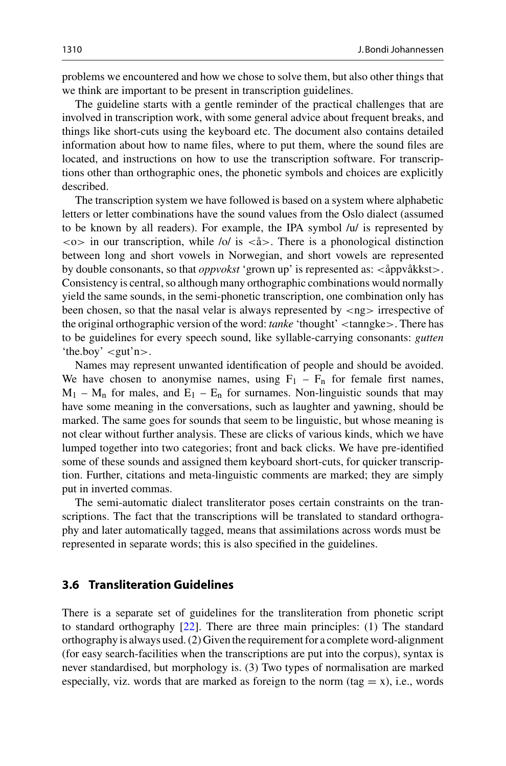problems we encountered and how we chose to solve them, but also other things that we think are important to be present in transcription guidelines.

The guideline starts with a gentle reminder of the practical challenges that are involved in transcription work, with some general advice about frequent breaks, and things like short-cuts using the keyboard etc. The document also contains detailed information about how to name files, where to put them, where the sound files are located, and instructions on how to use the transcription software. For transcriptions other than orthographic ones, the phonetic symbols and choices are explicitly described.

The transcription system we have followed is based on a system where alphabetic letters or letter combinations have the sound values from the Oslo dialect (assumed to be known by all readers). For example, the IPA symbol /u/ is represented by <o> in our transcription, while /o/ is <å>. There is a phonological distinction between long and short vowels in Norwegian, and short vowels are represented by double consonants, so that *oppvokst* 'grown up' is represented as: <åppvåkkst>. Consistency is central, so although many orthographic combinations would normally yield the same sounds, in the semi-phonetic transcription, one combination only has been chosen, so that the nasal velar is always represented by <ng> irrespective of the original orthographic version of the word: *tanke* 'thought' <tanngke>. There has to be guidelines for every speech sound, like syllable-carrying consonants: *gutten* 'the.boy' <gut'n>.

Names may represent unwanted identification of people and should be avoided. We have chosen to anonymise names, using $F_1$ – $F_n$ for female first names, $M_1$ – $M_n$ for males, and $E_1$ – $E_n$ for surnames. Non-linguistic sounds that may have some meaning in the conversations, such as laughter and yawning, should be marked. The same goes for sounds that seem to be linguistic, but whose meaning is not clear without further analysis. These are clicks of various kinds, which we have lumped together into two categories; front and back clicks. We have pre-identified some of these sounds and assigned them keyboard short-cuts, for quicker transcription. Further, citations and meta-linguistic comments are marked; they are simply put in inverted commas.

The semi-automatic dialect transliterator poses certain constraints on the transcriptions. The fact that the transcriptions will be translated to standard orthography and later automatically tagged, means that assimilations across words must be represented in separate words; this is also specified in the guidelines.

### 3.6 Transliteration Guidelines

There is a separate set of guidelines for the transliteration from phonetic script to standard orthography [22]. There are three main principles: (1) The standard orthography is always used. (2) Given the requirement for a complete word-alignment (for easy search-facilities when the transcriptions are put into the corpus), syntax is never standardised, but morphology is. (3) Two types of normalisation are marked especially, viz. words that are marked as foreign to the norm (tag = x), i.e., words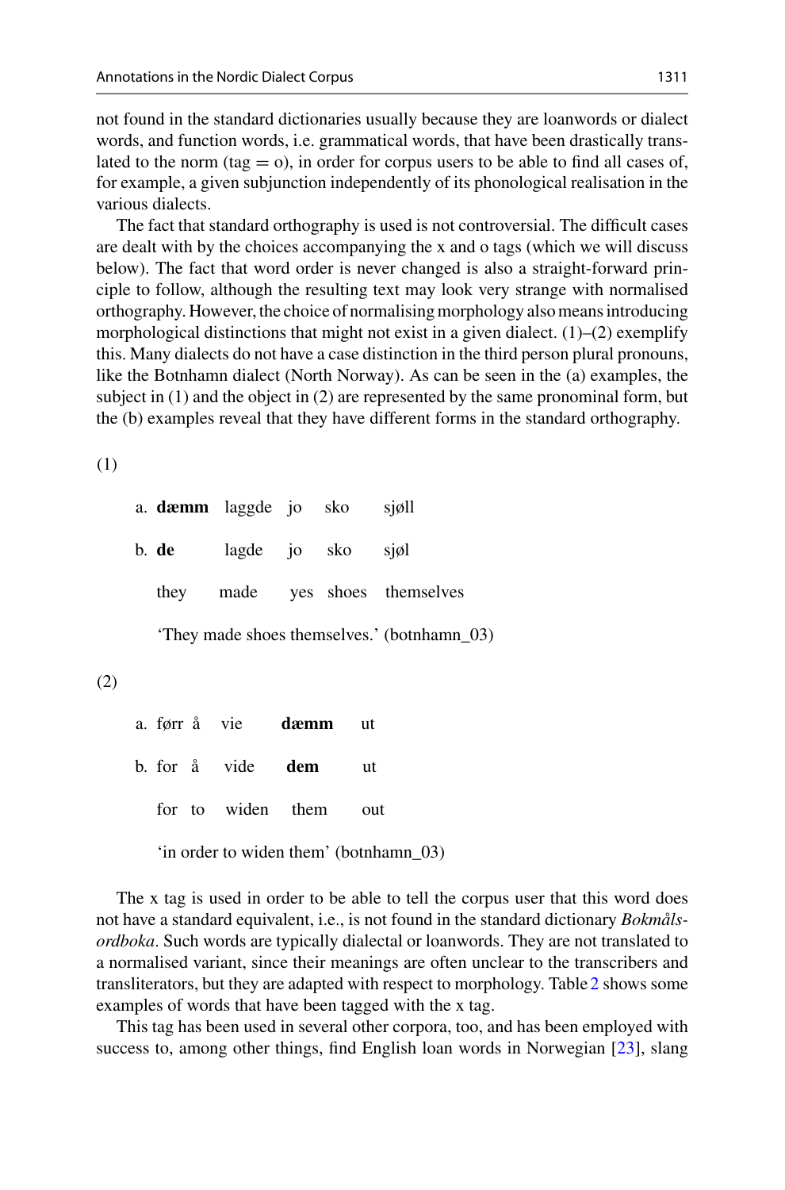not found in the standard dictionaries usually because they are loanwords or dialect words, and function words, i.e. grammatical words, that have been drastically translated to the norm (tag = o), in order for corpus users to be able to find all cases of, for example, a given subjunction independently of its phonological realisation in the various dialects.

The fact that standard orthography is used is not controversial. The difficult cases are dealt with by the choices accompanying the x and o tags (which we will discuss below). The fact that word order is never changed is also a straight-forward principle to follow, although the resulting text may look very strange with normalised orthography. However, the choice of normalising morphology also means introducing morphological distinctions that might not exist in a given dialect. (1)–(2) exemplify this. Many dialects do not have a case distinction in the third person plural pronouns, like the Botnhamn dialect (North Norway). As can be seen in the (a) examples, the subject in (1) and the object in (2) are represented by the same pronominal form, but the (b) examples reveal that they have different forms in the standard orthography.

(1)

a. **dæmm** laggde jo sko sjøll

b. **de** lagde jo sko sjøl

they made yes shoes themselves

'They made shoes themselves.' (botnhamn_03)

(2)

a. førr å vie **dæmm** ut

b. for å vide **dem** ut

for to widen them out

'in order to widen them' (botnhamn_03)

The x tag is used in order to be able to tell the corpus user that this word does not have a standard equivalent, i.e., is not found in the standard dictionary *Bokmålsordboka*. Such words are typically dialectal or loanwords. They are not translated to a normalised variant, since their meanings are often unclear to the transcribers and transliterators, but they are adapted with respect to morphology. Table 2 shows some examples of words that have been tagged with the x tag.

This tag has been used in several other corpora, too, and has been employed with success to, among other things, find English loan words in Norwegian [23], slang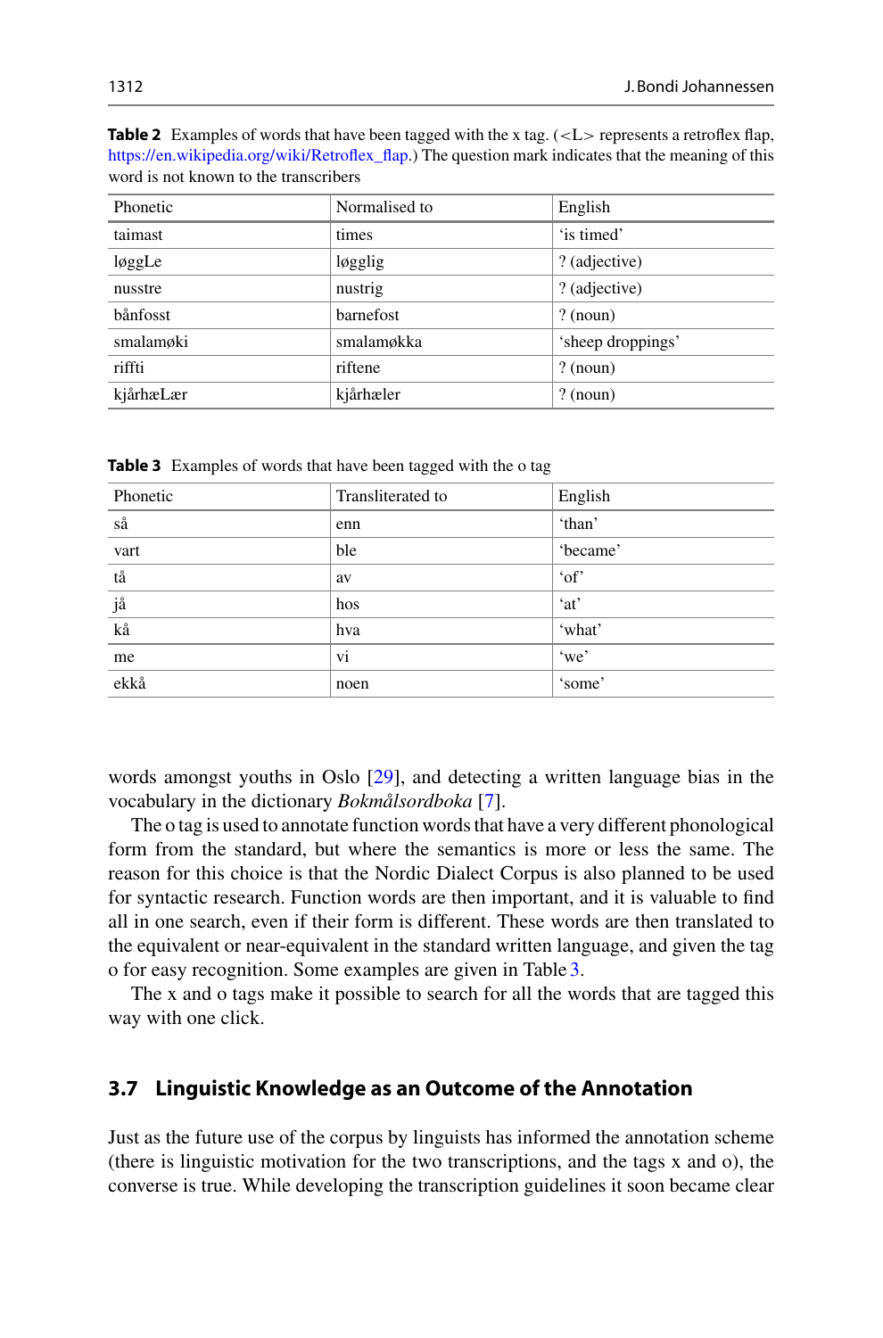**Table 2** Examples of words that have been tagged with the x tag. (<L> represents a retroflex flap, https://en.wikipedia.org/wiki/Retroflex_flap.) The question mark indicates that the meaning of this word is not known to the transcribers

| Phonetic | Normalised to | English |
|---|---|---|
| taimast | times | 'is timed' |
| løggLe | løgglig | ? (adjective) |
| nusstre | nustrig | ? (adjective) |
| bånfosst | barnefost | ? (noun) |
| smalamøki | smalamøkka | 'sheep droppings' |
| riffti | riftene | ? (noun) |
| kjårhæLær | kjårhæler | ? (noun) |

**Table 3** Examples of words that have been tagged with the o tag

| Phonetic | Transliterated to | English |
|---|---|---|
| så | enn | 'than' |
| vart | ble | 'became' |
| tå | av | 'of' |
| jå | hos | 'at' |
| kå | hva | 'what' |
| me | vi | 'we' |
| ekkå | noen | 'some' |

words amongst youths in Oslo [29], and detecting a written language bias in the vocabulary in the dictionary *Bokmålsordboka* [7].

The o tag is used to annotate function words that have a very different phonological form from the standard, but where the semantics is more or less the same. The reason for this choice is that the Nordic Dialect Corpus is also planned to be used for syntactic research. Function words are then important, and it is valuable to find all in one search, even if their form is different. These words are then translated to the equivalent or near-equivalent in the standard written language, and given the tag o for easy recognition. Some examples are given in Table 3.

The x and o tags make it possible to search for all the words that are tagged this way with one click.

### 3.7 Linguistic Knowledge as an Outcome of the Annotation

Just as the future use of the corpus by linguists has informed the annotation scheme (there is linguistic motivation for the two transcriptions, and the tags x and o), the converse is true. While developing the transcription guidelines it soon became clear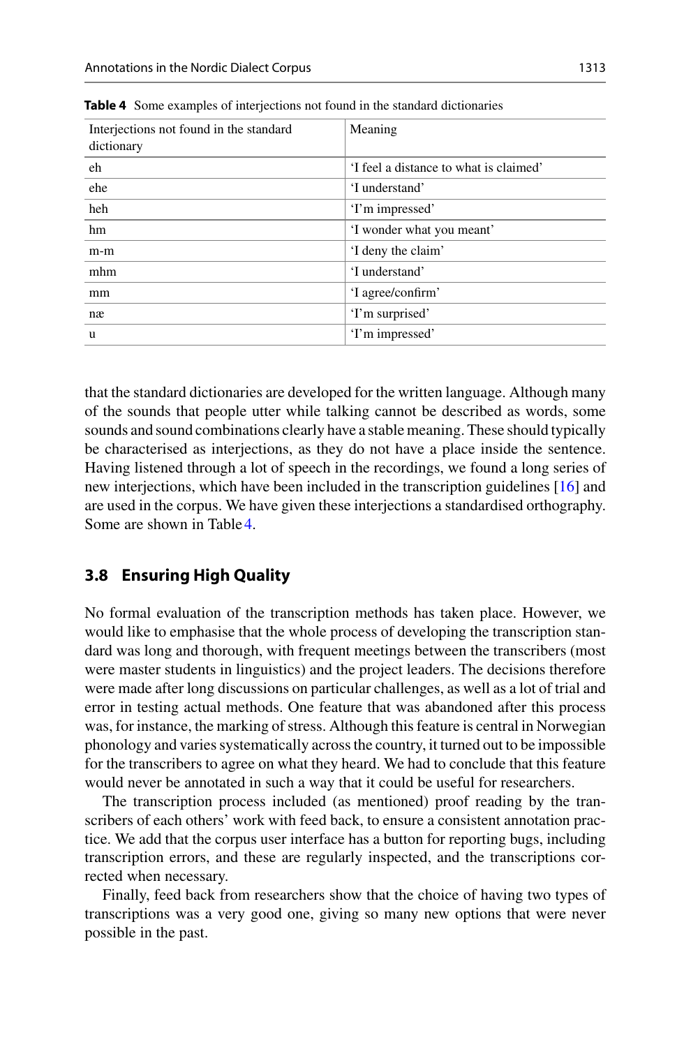**Table 4** Some examples of interjections not found in the standard dictionaries

| Interjections not found in the standard dictionary | Meaning |
|---|---|
| eh | 'I feel a distance to what is claimed' |
| ehe | 'I understand' |
| heh | 'I'm impressed' |
| hm | 'I wonder what you meant' |
| m-m | 'I deny the claim' |
| mhm | 'I understand' |
| mm | 'I agree/confirm' |
| næ | 'I'm surprised' |
| u | 'I'm impressed' |

that the standard dictionaries are developed for the written language. Although many of the sounds that people utter while talking cannot be described as words, some sounds and sound combinations clearly have a stable meaning. These should typically be characterised as interjections, as they do not have a place inside the sentence. Having listened through a lot of speech in the recordings, we found a long series of new interjections, which have been included in the transcription guidelines [16] and are used in the corpus. We have given these interjections a standardised orthography. Some are shown in Table 4.

### 3.8 Ensuring High Quality

No formal evaluation of the transcription methods has taken place. However, we would like to emphasise that the whole process of developing the transcription standard was long and thorough, with frequent meetings between the transcribers (most were master students in linguistics) and the project leaders. The decisions therefore were made after long discussions on particular challenges, as well as a lot of trial and error in testing actual methods. One feature that was abandoned after this process was, for instance, the marking of stress. Although this feature is central in Norwegian phonology and varies systematically across the country, it turned out to be impossible for the transcribers to agree on what they heard. We had to conclude that this feature would never be annotated in such a way that it could be useful for researchers.

The transcription process included (as mentioned) proof reading by the transcribers of each others' work with feed back, to ensure a consistent annotation practice. We add that the corpus user interface has a button for reporting bugs, including transcription errors, and these are regularly inspected, and the transcriptions corrected when necessary.

Finally, feed back from researchers show that the choice of having two types of transcriptions was a very good one, giving so many new options that were never possible in the past.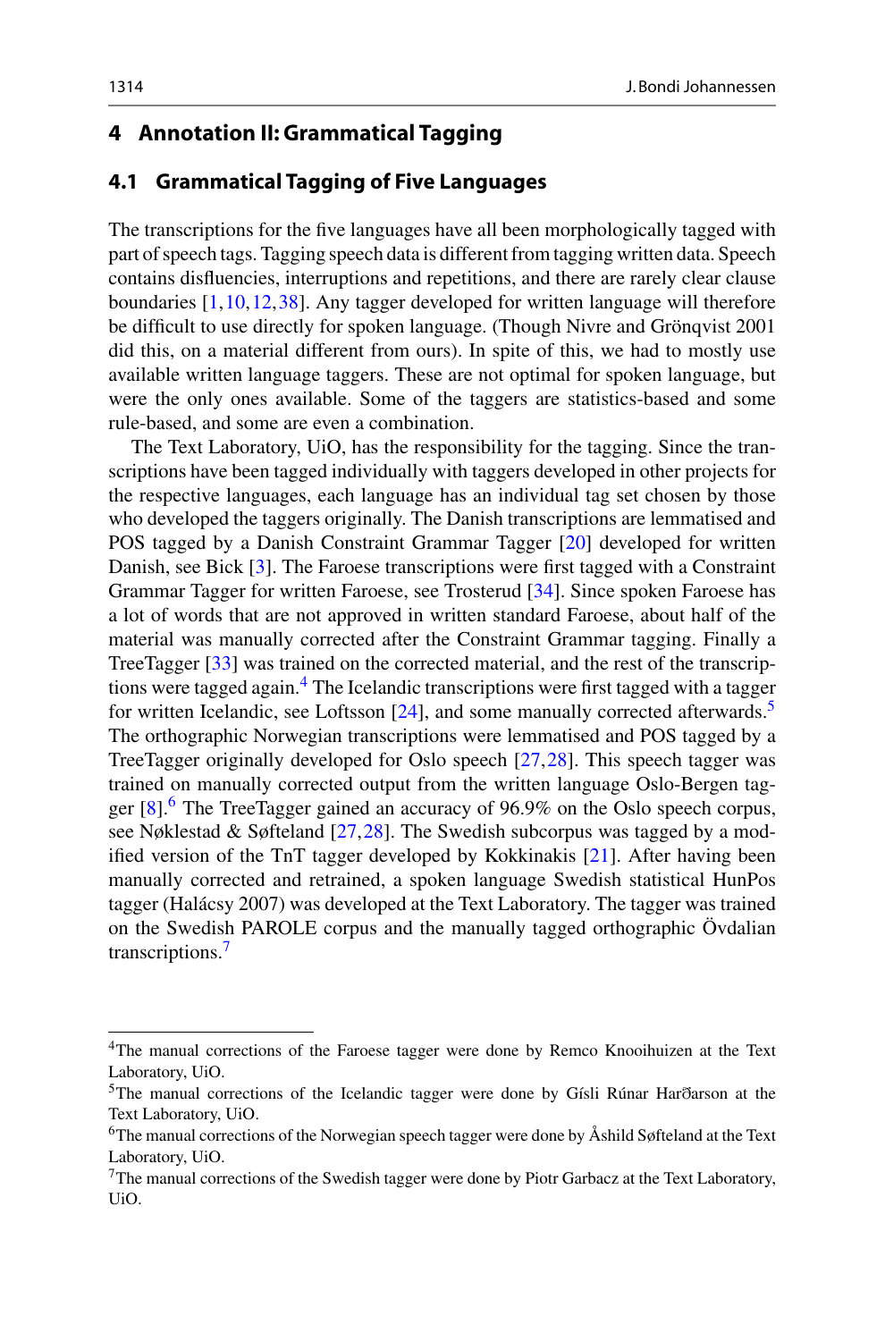## 4 Annotation II: Grammatical Tagging

### 4.1 Grammatical Tagging of Five Languages

The transcriptions for the five languages have all been morphologically tagged with part of speech tags. Tagging speech data is different from tagging written data. Speech contains disfluencies, interruptions and repetitions, and there are rarely clear clause boundaries [1,10,12,38]. Any tagger developed for written language will therefore be difficult to use directly for spoken language. (Though Nivre and Grönqvist 2001 did this, on a material different from ours). In spite of this, we had to mostly use available written language taggers. These are not optimal for spoken language, but were the only ones available. Some of the taggers are statistics-based and some rule-based, and some are even a combination.

The Text Laboratory, UiO, has the responsibility for the tagging. Since the transcriptions have been tagged individually with taggers developed in other projects for the respective languages, each language has an individual tag set chosen by those who developed the taggers originally. The Danish transcriptions are lemmatised and POS tagged by a Danish Constraint Grammar Tagger [20] developed for written Danish, see Bick [3]. The Faroese transcriptions were first tagged with a Constraint Grammar Tagger for written Faroese, see Trosterud [34]. Since spoken Faroese has a lot of words that are not approved in written standard Faroese, about half of the material was manually corrected after the Constraint Grammar tagging. Finally a TreeTagger [33] was trained on the corrected material, and the rest of the transcriptions were tagged again.[4] The Icelandic transcriptions were first tagged with a tagger for written Icelandic, see Loftsson [24], and some manually corrected afterwards.[5] The orthographic Norwegian transcriptions were lemmatised and POS tagged by a TreeTagger originally developed for Oslo speech [27,28]. This speech tagger was trained on manually corrected output from the written language Oslo-Bergen tagger [8].[6] The TreeTagger gained an accuracy of 96.9% on the Oslo speech corpus, see Nøklestad & Søfteland [27,28]. The Swedish subcorpus was tagged by a modified version of the TnT tagger developed by Kokkinakis [21]. After having been manually corrected and retrained, a spoken language Swedish statistical HunPos tagger (Halácsy 2007) was developed at the Text Laboratory. The tagger was trained on the Swedish PAROLE corpus and the manually tagged orthographic Övdalian transcriptions.[7]

---

[4] The manual corrections of the Faroese tagger were done by Remco Knooihuizen at the Text Laboratory, UiO.

[5] The manual corrections of the Icelandic tagger were done by Gísli Rúnar Harðarson at the Text Laboratory, UiO.

[6] The manual corrections of the Norwegian speech tagger were done by Åshild Søfteland at the Text Laboratory, UiO.

[7] The manual corrections of the Swedish tagger were done by Piotr Garbacz at the Text Laboratory, UiO.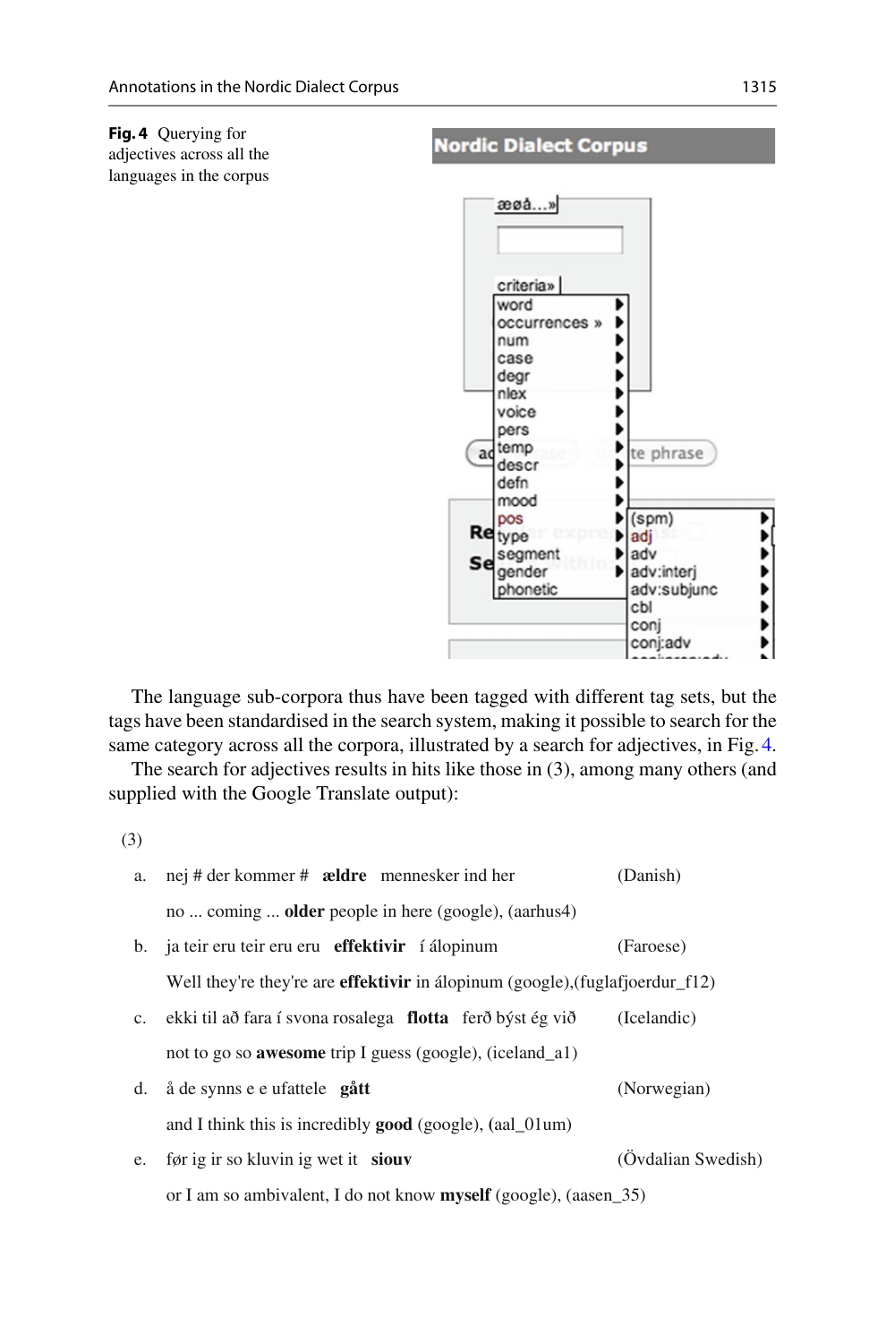**Fig. 4** Querying for adjectives across all the languages in the corpus

The language sub-corpora thus have been tagged with different tag sets, but the tags have been standardised in the search system, making it possible to search for the same category across all the corpora, illustrated by a search for adjectives, in Fig. 4.

The search for adjectives results in hits like those in (3), among many others (and supplied with the Google Translate output):

(3)

a. nej # der kommer # **ældre** mennesker ind her (Danish)

no ... coming ... **older** people in here (google), (aarhus4)

b. ja teir eru teir eru eru **effektivir** í álopinum (Faroese)

Well they're they're are **effektivir** in álopinum (google),(fuglafjoerdur_f12)

c. ekki til að fara í svona rosalega **flotta** ferð býst ég við (Icelandic)

not to go so **awesome** trip I guess (google), (iceland_a1)

d. å de synns e e ufattele **gått** (Norwegian)

and I think this is incredibly **good** (google), (aal_01um)

e. før ig ir so kluvin ig wet it **siouv** (Övdalian Swedish)

or I am so ambivalent, I do not know **myself** (google), (aasen_35)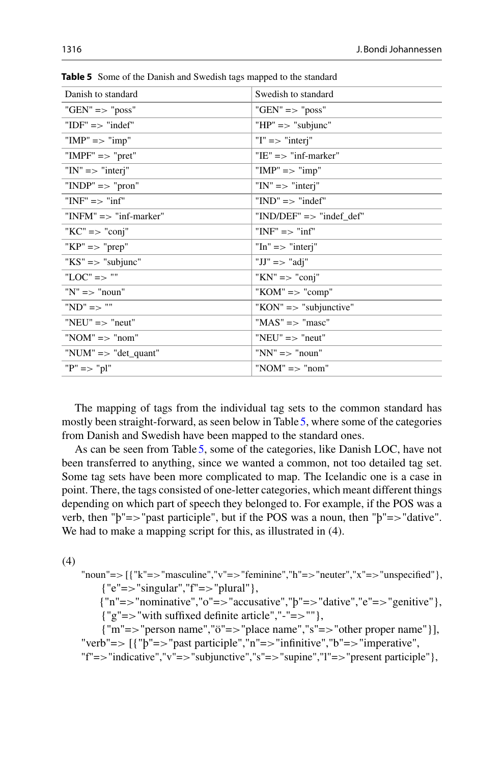**Table 5** Some of the Danish and Swedish tags mapped to the standard

| Danish to standard | Swedish to standard |
|---|---|
| "GEN" => "poss" | "GEN" => "poss" |
| "IDF" => "indef" | "HP" => "subjunc" |
| "IMP" => "imp" | "I" => "interj" |
| "IMPF" => "pret" | "IE" => "inf-marker" |
| "IN" => "interj" | "IMP" => "imp" |
| "INDP" => "pron" | "IN" => "interj" |
| "INF" => "inf" | "IND" => "indef" |
| "INFM" => "inf-marker" | "IND/DEF" => "indef_def" |
| "KC" => "conj" | "INF" => "inf" |
| "KP" => "prep" | "In" => "interj" |
| "KS" => "subjunc" | "JJ" => "adj" |
| "LOC" => "" | "KN" => "conj" |
| "N" => "noun" | "KOM" => "comp" |
| "ND" => "" | "KON" => "subjunctive" |
| "NEU" => "neut" | "MAS" => "masc" |
| "NOM" => "nom" | "NEU" => "neut" |
| "NUM" => "det_quant" | "NN" => "noun" |
| "P" => "pl" | "NOM" => "nom" |

The mapping of tags from the individual tag sets to the common standard has mostly been straight-forward, as seen below in Table 5, where some of the categories from Danish and Swedish have been mapped to the standard ones.

As can be seen from Table 5, some of the categories, like Danish LOC, have not been transferred to anything, since we wanted a common, not too detailed tag set. Some tag sets have been more complicated to map. The Icelandic one is a case in point. There, the tags consisted of one-letter categories, which meant different things depending on which part of speech they belonged to. For example, if the POS was a verb, then "þ"=>"past participle", but if the POS was a noun, then "þ"=>"dative". We had to make a mapping script for this, as illustrated in (4).

(4)

```
"noun"=> [{"k"=>"masculine","v"=>"feminine","h"=>"neuter","x"=>"unspecified"},
    {"e"=>"singular","f"=>"plural"},
    {"n"=>"nominative","o"=>"accusative","þ"=>"dative","e"=>"genitive"},
    {"g"=>"with suffixed definite article","-"=>""},
    {"m"=>"person name","ö"=>"place name","s"=>"other proper name"}],
"verb"=> [{"þ"=>"past participle","n"=>"infinitive","b"=>"imperative",
"f"=>"indicative","v"=>"subjunctive","s"=>"supine","l"=>"present participle"},
```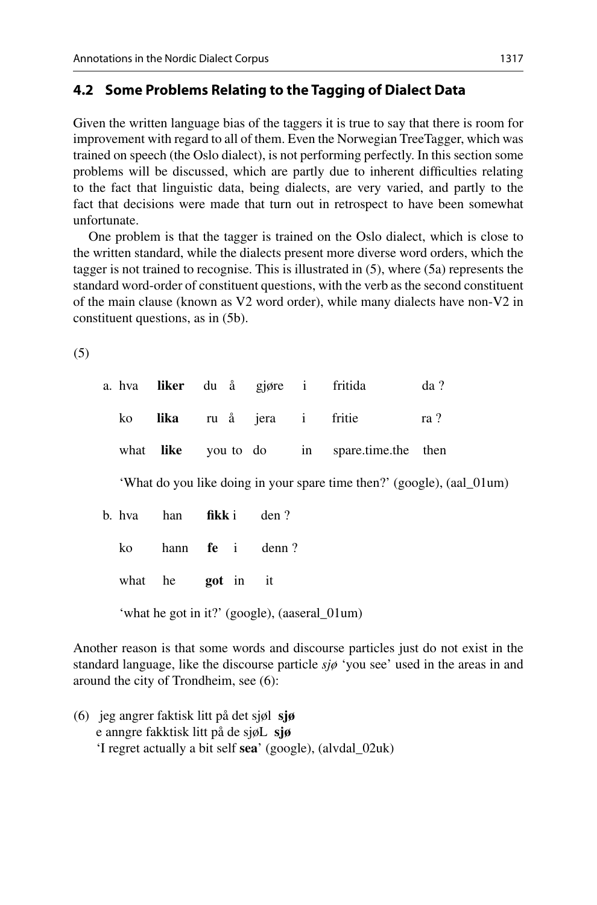## 4.2 Some Problems Relating to the Tagging of Dialect Data

Given the written language bias of the taggers it is true to say that there is room for improvement with regard to all of them. Even the Norwegian TreeTagger, which was trained on speech (the Oslo dialect), is not performing perfectly. In this section some problems will be discussed, which are partly due to inherent difficulties relating to the fact that linguistic data, being dialects, are very varied, and partly to the fact that decisions were made that turn out in retrospect to have been somewhat unfortunate.

One problem is that the tagger is trained on the Oslo dialect, which is close to the written standard, while the dialects present more diverse word orders, which the tagger is not trained to recognise. This is illustrated in (5), where (5a) represents the standard word-order of constituent questions, with the verb as the second constituent of the main clause (known as V2 word order), while many dialects have non-V2 in constituent questions, as in (5b).

(5)

a. hva **liker** du å gjøre i fritida da ?
   ko **lika** ru å jera i fritie ra ?
   what **like** you to do in spare.time.the then
   'What do you like doing in your spare time then?' (google), (aal_01um)

b. hva han **fikk** i den ?
   ko hann **fe** i denn ?
   what he **got** in it
   'what he got in it?' (google), (aaseral_01um)

Another reason is that some words and discourse particles just do not exist in the standard language, like the discourse particle *sjø* 'you see' used in the areas in and around the city of Trondheim, see (6):

(6) jeg angrer faktisk litt på det sjøl **sjø**
   e anngre fakktisk litt på de sjøL **sjø**
   'I regret actually a bit self **sea**' (google), (alvdal_02uk)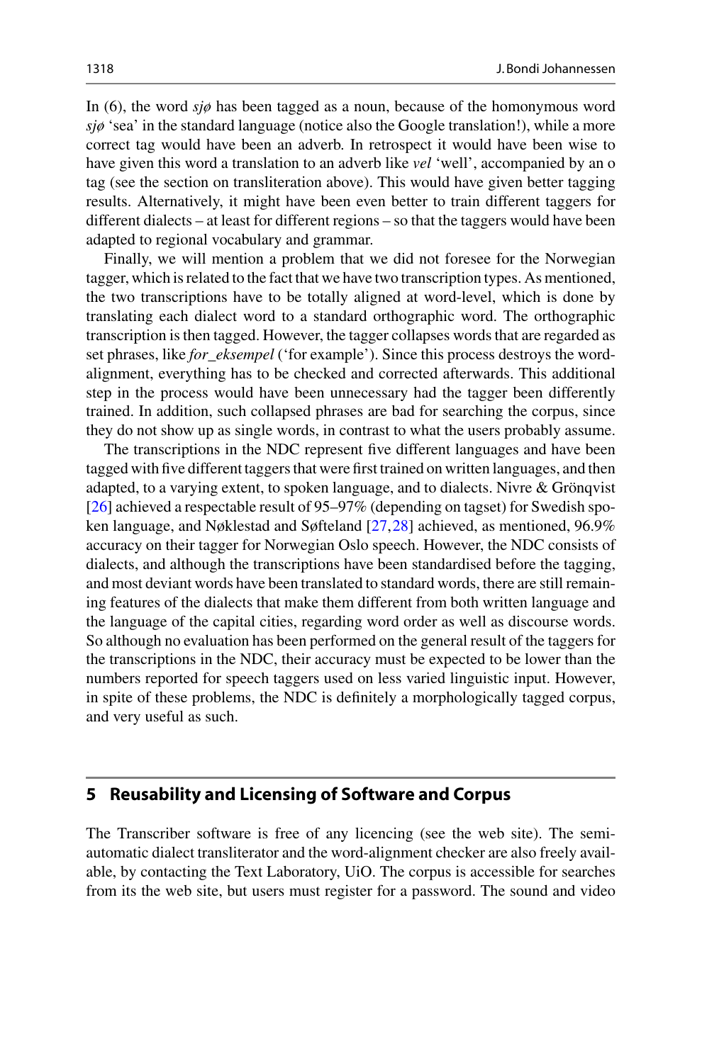In (6), the word *sjø* has been tagged as a noun, because of the homonymous word *sjø* 'sea' in the standard language (notice also the Google translation!), while a more correct tag would have been an adverb. In retrospect it would have been wise to have given this word a translation to an adverb like *vel* 'well', accompanied by an o tag (see the section on transliteration above). This would have given better tagging results. Alternatively, it might have been even better to train different taggers for different dialects – at least for different regions – so that the taggers would have been adapted to regional vocabulary and grammar.

Finally, we will mention a problem that we did not foresee for the Norwegian tagger, which is related to the fact that we have two transcription types. As mentioned, the two transcriptions have to be totally aligned at word-level, which is done by translating each dialect word to a standard orthographic word. The orthographic transcription is then tagged. However, the tagger collapses words that are regarded as set phrases, like *for_eksempel* ('for example'). Since this process destroys the word-alignment, everything has to be checked and corrected afterwards. This additional step in the process would have been unnecessary had the tagger been differently trained. In addition, such collapsed phrases are bad for searching the corpus, since they do not show up as single words, in contrast to what the users probably assume.

The transcriptions in the NDC represent five different languages and have been tagged with five different taggers that were first trained on written languages, and then adapted, to a varying extent, to spoken language, and to dialects. Nivre & Grönqvist [26] achieved a respectable result of 95–97% (depending on tagset) for Swedish spoken language, and Nøklestad and Søfteland [27,28] achieved, as mentioned, 96.9% accuracy on their tagger for Norwegian Oslo speech. However, the NDC consists of dialects, and although the transcriptions have been standardised before the tagging, and most deviant words have been translated to standard words, there are still remaining features of the dialects that make them different from both written language and the language of the capital cities, regarding word order as well as discourse words. So although no evaluation has been performed on the general result of the taggers for the transcriptions in the NDC, their accuracy must be expected to be lower than the numbers reported for speech taggers used on less varied linguistic input. However, in spite of these problems, the NDC is definitely a morphologically tagged corpus, and very useful as such.

## 5 Reusability and Licensing of Software and Corpus

The Transcriber software is free of any licencing (see the web site). The semi-automatic dialect transliterator and the word-alignment checker are also freely available, by contacting the Text Laboratory, UiO. The corpus is accessible for searches from its the web site, but users must register for a password. The sound and video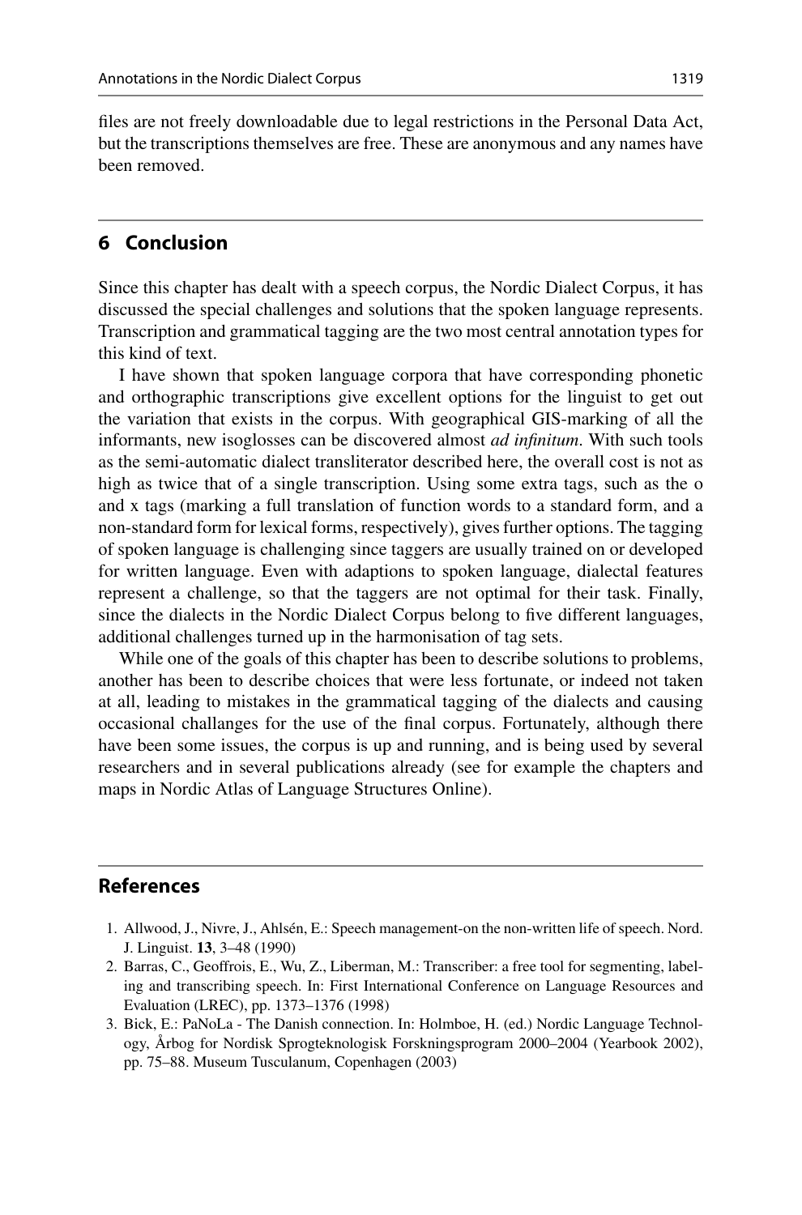files are not freely downloadable due to legal restrictions in the Personal Data Act, but the transcriptions themselves are free. These are anonymous and any names have been removed.

## 6 Conclusion

Since this chapter has dealt with a speech corpus, the Nordic Dialect Corpus, it has discussed the special challenges and solutions that the spoken language represents. Transcription and grammatical tagging are the two most central annotation types for this kind of text.

I have shown that spoken language corpora that have corresponding phonetic and orthographic transcriptions give excellent options for the linguist to get out the variation that exists in the corpus. With geographical GIS-marking of all the informants, new isoglosses can be discovered almost *ad infinitum*. With such tools as the semi-automatic dialect transliterator described here, the overall cost is not as high as twice that of a single transcription. Using some extra tags, such as the o and x tags (marking a full translation of function words to a standard form, and a non-standard form for lexical forms, respectively), gives further options. The tagging of spoken language is challenging since taggers are usually trained on or developed for written language. Even with adaptions to spoken language, dialectal features represent a challenge, so that the taggers are not optimal for their task. Finally, since the dialects in the Nordic Dialect Corpus belong to five different languages, additional challenges turned up in the harmonisation of tag sets.

While one of the goals of this chapter has been to describe solutions to problems, another has been to describe choices that were less fortunate, or indeed not taken at all, leading to mistakes in the grammatical tagging of the dialects and causing occasional challanges for the use of the final corpus. Fortunately, although there have been some issues, the corpus is up and running, and is being used by several researchers and in several publications already (see for example the chapters and maps in Nordic Atlas of Language Structures Online).

## References

1. Allwood, J., Nivre, J., Ahlsén, E.: Speech management-on the non-written life of speech. Nord. J. Linguist. **13**, 3–48 (1990)
2. Barras, C., Geoffrois, E., Wu, Z., Liberman, M.: Transcriber: a free tool for segmenting, labeling and transcribing speech. In: First International Conference on Language Resources and Evaluation (LREC), pp. 1373–1376 (1998)
3. Bick, E.: PaNoLa - The Danish connection. In: Holmboe, H. (ed.) Nordic Language Technology, Årbog for Nordisk Sprogteknologisk Forskningsprogram 2000–2004 (Yearbook 2002), pp. 75–88. Museum Tusculanum, Copenhagen (2003)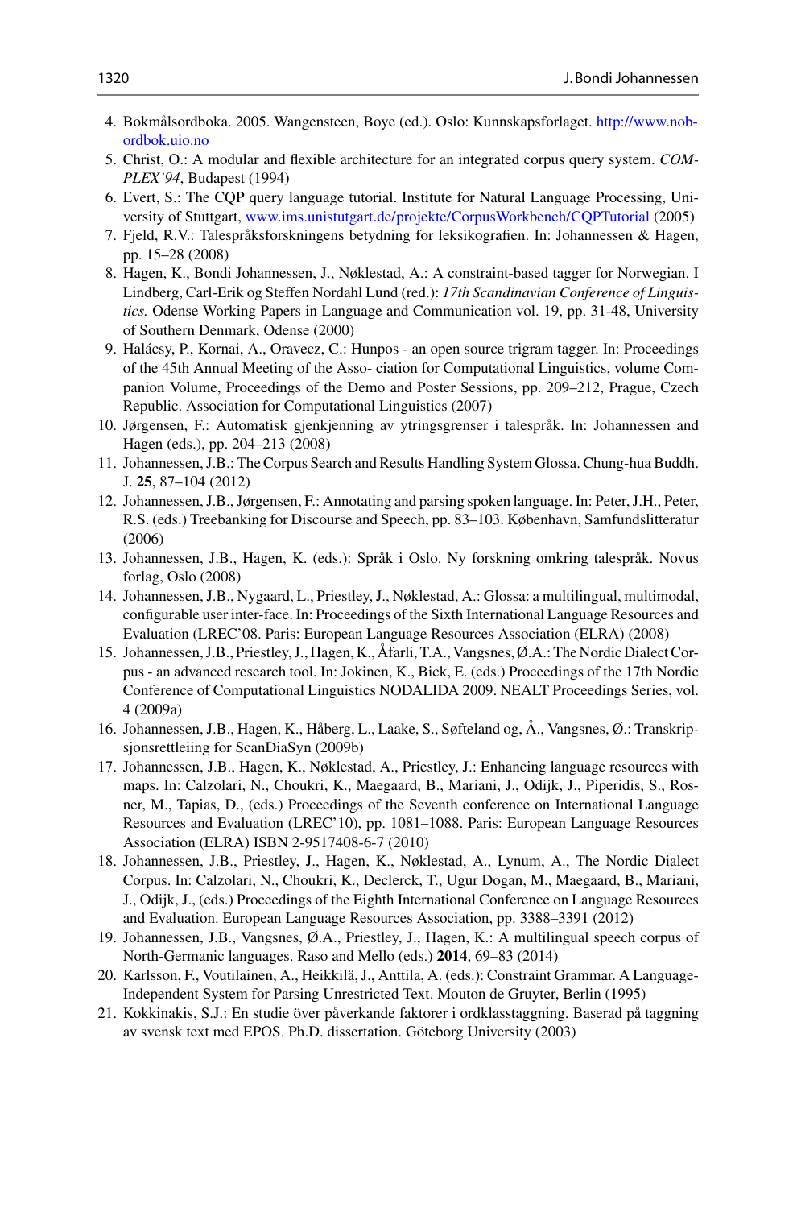4. Bokmålsordboka. 2005. Wangensteen, Boye (ed.). Oslo: Kunnskapsforlaget. http://www.nob-ordbok.uio.no
5. Christ, O.: A modular and flexible architecture for an integrated corpus query system. *COMPLEX'94*, Budapest (1994)
6. Evert, S.: The CQP query language tutorial. Institute for Natural Language Processing, University of Stuttgart, www.ims.unistutgart.de/projekte/CorpusWorkbench/CQPTutorial (2005)
7. Fjeld, R.V.: Talespråksforskningens betydning for leksikografien. In: Johannessen & Hagen, pp. 15–28 (2008)
8. Hagen, K., Bondi Johannessen, J., Nøklestad, A.: A constraint-based tagger for Norwegian. I Lindberg, Carl-Erik og Steffen Nordahl Lund (red.): *17th Scandinavian Conference of Linguistics*. Odense Working Papers in Language and Communication vol. 19, pp. 31-48, University of Southern Denmark, Odense (2000)
9. Halácsy, P., Kornai, A., Oravecz, C.: Hunpos - an open source trigram tagger. In: Proceedings of the 45th Annual Meeting of the Asso- ciation for Computational Linguistics, volume Companion Volume, Proceedings of the Demo and Poster Sessions, pp. 209–212, Prague, Czech Republic. Association for Computational Linguistics (2007)
10. Jørgensen, F.: Automatisk gjenkjenning av ytringsgrenser i talespråk. In: Johannessen and Hagen (eds.), pp. 204–213 (2008)
11. Johannessen, J.B.: The Corpus Search and Results Handling System Glossa. Chung-hua Buddh. J. **25**, 87–104 (2012)
12. Johannessen, J.B., Jørgensen, F.: Annotating and parsing spoken language. In: Peter, J.H., Peter, R.S. (eds.) Treebanking for Discourse and Speech, pp. 83–103. København, Samfundslitteratur (2006)
13. Johannessen, J.B., Hagen, K. (eds.): Språk i Oslo. Ny forskning omkring talespråk. Novus forlag, Oslo (2008)
14. Johannessen, J.B., Nygaard, L., Priestley, J., Nøklestad, A.: Glossa: a multilingual, multimodal, configurable user inter-face. In: Proceedings of the Sixth International Language Resources and Evaluation (LREC'08. Paris: European Language Resources Association (ELRA) (2008)
15. Johannessen, J.B., Priestley, J., Hagen, K., Åfarli, T.A., Vangsnes, Ø.A.: The Nordic Dialect Corpus - an advanced research tool. In: Jokinen, K., Bick, E. (eds.) Proceedings of the 17th Nordic Conference of Computational Linguistics NODALIDA 2009. NEALT Proceedings Series, vol. 4 (2009a)
16. Johannessen, J.B., Hagen, K., Håberg, L., Laake, S., Søfteland og, Å., Vangsnes, Ø.: Transkripsjonsrettleiing for ScanDiaSyn (2009b)
17. Johannessen, J.B., Hagen, K., Nøklestad, A., Priestley, J.: Enhancing language resources with maps. In: Calzolari, N., Choukri, K., Maegaard, B., Mariani, J., Odijk, J., Piperidis, S., Rosner, M., Tapias, D., (eds.) Proceedings of the Seventh conference on International Language Resources and Evaluation (LREC'10), pp. 1081–1088. Paris: European Language Resources Association (ELRA) ISBN 2-9517408-6-7 (2010)
18. Johannessen, J.B., Priestley, J., Hagen, K., Nøklestad, A., Lynum, A., The Nordic Dialect Corpus. In: Calzolari, N., Choukri, K., Declerck, T., Ugur Dogan, M., Maegaard, B., Mariani, J., Odijk, J., (eds.) Proceedings of the Eighth International Conference on Language Resources and Evaluation. European Language Resources Association, pp. 3388–3391 (2012)
19. Johannessen, J.B., Vangsnes, Ø.A., Priestley, J., Hagen, K.: A multilingual speech corpus of North-Germanic languages. Raso and Mello (eds.) **2014**, 69–83 (2014)
20. Karlsson, F., Voutilainen, A., Heikkilä, J., Anttila, A. (eds.): Constraint Grammar. A Language-Independent System for Parsing Unrestricted Text. Mouton de Gruyter, Berlin (1995)
21. Kokkinakis, S.J.: En studie över påverkande faktorer i ordklasstaggning. Baserad på taggning av svensk text med EPOS. Ph.D. dissertation. Göteborg University (2003)